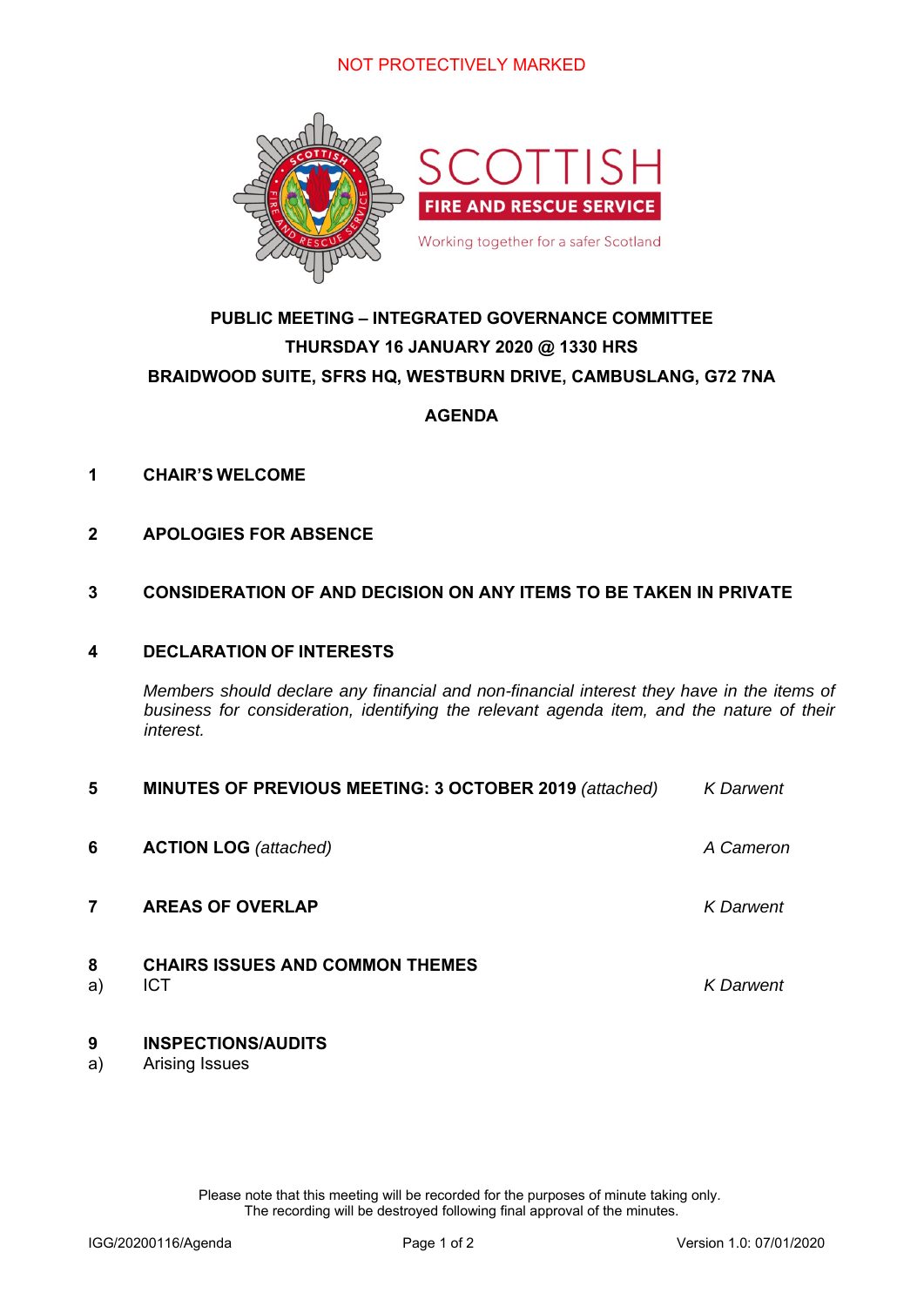NOT PROTECTIVELY MARKED

SCOTTISH
FIRE AND RESCUE SERVICE
Working together for a safer Scotland

# PUBLIC MEETING – INTEGRATED GOVERNANCE COMMITTEE
## THURSDAY 16 JANUARY 2020 @ 1330 HRS
## BRAIDWOOD SUITE, SFRS HQ, WESTBURN DRIVE, CAMBUSLANG, G72 7NA

## AGENDA

**1 CHAIR'S WELCOME**

**2 APOLOGIES FOR ABSENCE**

**3 CONSIDERATION OF AND DECISION ON ANY ITEMS TO BE TAKEN IN PRIVATE**

**4 DECLARATION OF INTERESTS**

*Members should declare any financial and non-financial interest they have in the items of business for consideration, identifying the relevant agenda item, and the nature of their interest.*

**5 MINUTES OF PREVIOUS MEETING: 3 OCTOBER 2019** *(attached)* — *K Darwent*

**6 ACTION LOG** *(attached)* — *A Cameron*

**7 AREAS OF OVERLAP** — *K Darwent*

**8 CHAIRS ISSUES AND COMMON THEMES**

a) ICT — *K Darwent*

**9 INSPECTIONS/AUDITS**

a) Arising Issues

Please note that this meeting will be recorded for the purposes of minute taking only.
The recording will be destroyed following final approval of the minutes.

IGG/20200116/Agenda — Version 1.0: 07/01/2020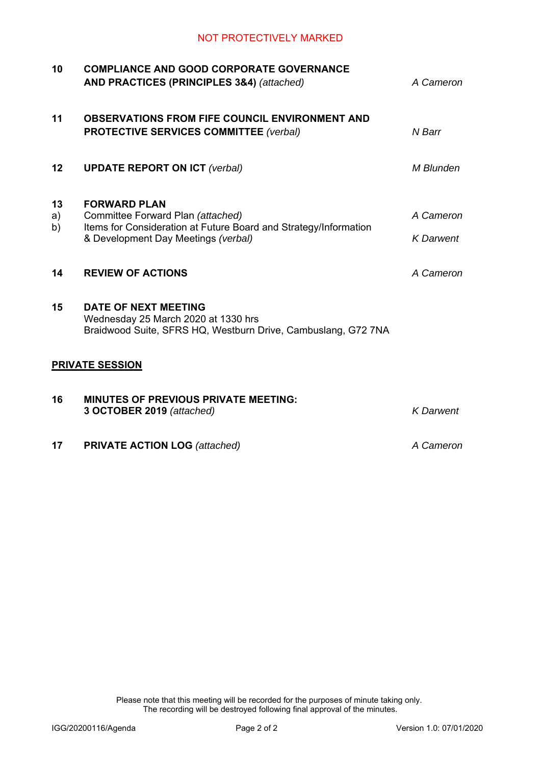NOT PROTECTIVELY MARKED

| | | |
|---|---|---|
| **10** | **COMPLIANCE AND GOOD CORPORATE GOVERNANCE AND PRACTICES (PRINCIPLES 3&4)** *(attached)* | *A Cameron* |
| **11** | **OBSERVATIONS FROM FIFE COUNCIL ENVIRONMENT AND PROTECTIVE SERVICES COMMITTEE** *(verbal)* | *N Barr* |
| **12** | **UPDATE REPORT ON ICT** *(verbal)* | *M Blunden* |
| **13** | **FORWARD PLAN** | |
| a) | Committee Forward Plan *(attached)* | *A Cameron* |
| b) | Items for Consideration at Future Board and Strategy/Information & Development Day Meetings *(verbal)* | *K Darwent* |
| **14** | **REVIEW OF ACTIONS** | *A Cameron* |
| **15** | **DATE OF NEXT MEETING**<br>Wednesday 25 March 2020 at 1330 hrs<br>Braidwood Suite, SFRS HQ, Westburn Drive, Cambuslang, G72 7NA | |

**PRIVATE SESSION**

| | | |
|---|---|---|
| **16** | **MINUTES OF PREVIOUS PRIVATE MEETING: 3 OCTOBER 2019** *(attached)* | *K Darwent* |
| **17** | **PRIVATE ACTION LOG** *(attached)* | *A Cameron* |

Please note that this meeting will be recorded for the purposes of minute taking only.
The recording will be destroyed following final approval of the minutes.

IGG/20200116/Agenda Version 1.0: 07/01/2020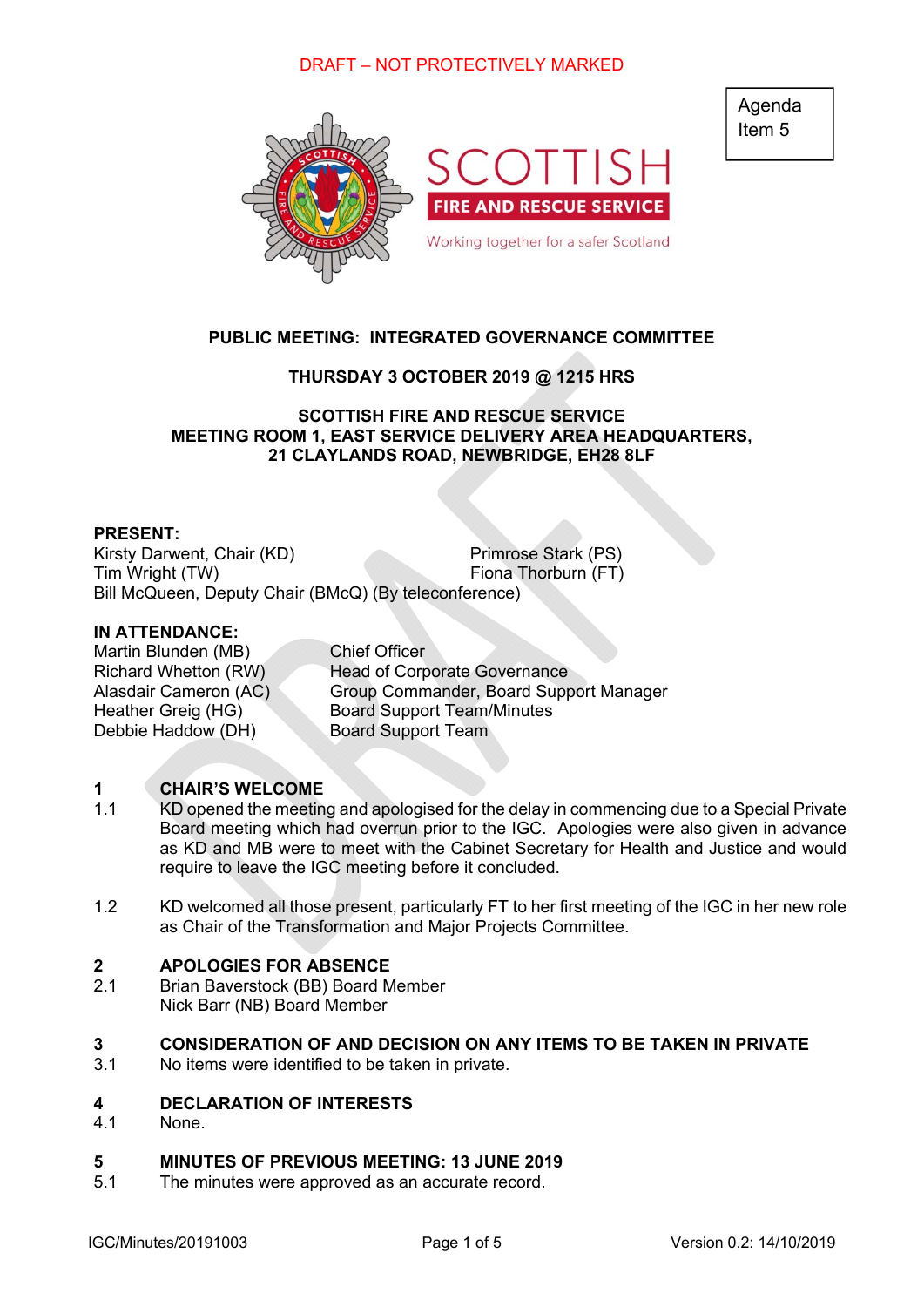DRAFT – NOT PROTECTIVELY MARKED

Agenda Item 5

**PUBLIC MEETING: INTEGRATED GOVERNANCE COMMITTEE**

**THURSDAY 3 OCTOBER 2019 @ 1215 HRS**

**SCOTTISH FIRE AND RESCUE SERVICE**
**MEETING ROOM 1, EAST SERVICE DELIVERY AREA HEADQUARTERS,**
**21 CLAYLANDS ROAD, NEWBRIDGE, EH28 8LF**

**PRESENT:**

Kirsty Darwent, Chair (KD)
Primrose Stark (PS)
Tim Wright (TW)
Fiona Thorburn (FT)
Bill McQueen, Deputy Chair (BMcQ) (By teleconference)

**IN ATTENDANCE:**

| | |
|---|---|
| Martin Blunden (MB) | Chief Officer |
| Richard Whetton (RW) | Head of Corporate Governance |
| Alasdair Cameron (AC) | Group Commander, Board Support Manager |
| Heather Greig (HG) | Board Support Team/Minutes |
| Debbie Haddow (DH) | Board Support Team |

## 1 CHAIR'S WELCOME

1.1 KD opened the meeting and apologised for the delay in commencing due to a Special Private Board meeting which had overrun prior to the IGC. Apologies were also given in advance as KD and MB were to meet with the Cabinet Secretary for Health and Justice and would require to leave the IGC meeting before it concluded.

1.2 KD welcomed all those present, particularly FT to her first meeting of the IGC in her new role as Chair of the Transformation and Major Projects Committee.

## 2 APOLOGIES FOR ABSENCE

2.1 Brian Baverstock (BB) Board Member
Nick Barr (NB) Board Member

## 3 CONSIDERATION OF AND DECISION ON ANY ITEMS TO BE TAKEN IN PRIVATE

3.1 No items were identified to be taken in private.

## 4 DECLARATION OF INTERESTS

4.1 None.

## 5 MINUTES OF PREVIOUS MEETING: 13 JUNE 2019

5.1 The minutes were approved as an accurate record.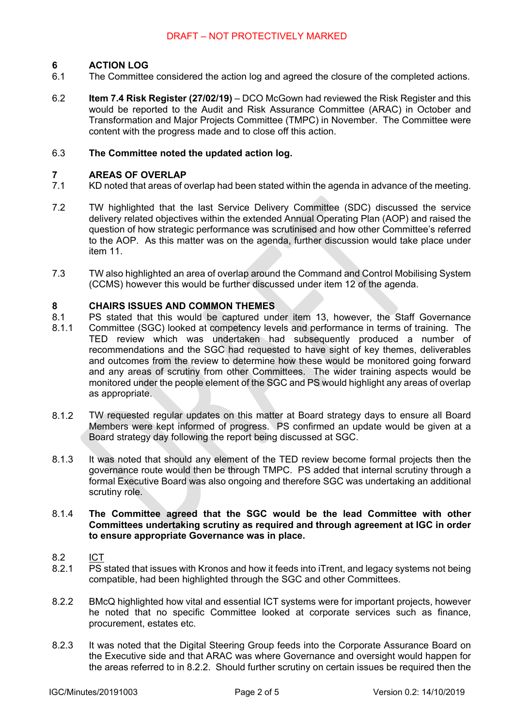DRAFT – NOT PROTECTIVELY MARKED

## 6 ACTION LOG

6.1 The Committee considered the action log and agreed the closure of the completed actions.

6.2 **Item 7.4 Risk Register (27/02/19)** – DCO McGown had reviewed the Risk Register and this would be reported to the Audit and Risk Assurance Committee (ARAC) in October and Transformation and Major Projects Committee (TMPC) in November. The Committee were content with the progress made and to close off this action.

6.3 **The Committee noted the updated action log.**

## 7 AREAS OF OVERLAP

7.1 KD noted that areas of overlap had been stated within the agenda in advance of the meeting.

7.2 TW highlighted that the last Service Delivery Committee (SDC) discussed the service delivery related objectives within the extended Annual Operating Plan (AOP) and raised the question of how strategic performance was scrutinised and how other Committee's referred to the AOP. As this matter was on the agenda, further discussion would take place under item 11.

7.3 TW also highlighted an area of overlap around the Command and Control Mobilising System (CCMS) however this would be further discussed under item 12 of the agenda.

## 8 CHAIRS ISSUES AND COMMON THEMES

8.1 PS stated that this would be captured under item 13, however, the Staff Governance

8.1.1 Committee (SGC) looked at competency levels and performance in terms of training. The TED review which was undertaken had subsequently produced a number of recommendations and the SGC had requested to have sight of key themes, deliverables and outcomes from the review to determine how these would be monitored going forward and any areas of scrutiny from other Committees. The wider training aspects would be monitored under the people element of the SGC and PS would highlight any areas of overlap as appropriate.

8.1.2 TW requested regular updates on this matter at Board strategy days to ensure all Board Members were kept informed of progress. PS confirmed an update would be given at a Board strategy day following the report being discussed at SGC.

8.1.3 It was noted that should any element of the TED review become formal projects then the governance route would then be through TMPC. PS added that internal scrutiny through a formal Executive Board was also ongoing and therefore SGC was undertaking an additional scrutiny role.

8.1.4 **The Committee agreed that the SGC would be the lead Committee with other Committees undertaking scrutiny as required and through agreement at IGC in order to ensure appropriate Governance was in place.**

8.2 <u>ICT</u>

8.2.1 PS stated that issues with Kronos and how it feeds into iTrent, and legacy systems not being compatible, had been highlighted through the SGC and other Committees.

8.2.2 BMcQ highlighted how vital and essential ICT systems were for important projects, however he noted that no specific Committee looked at corporate services such as finance, procurement, estates etc.

8.2.3 It was noted that the Digital Steering Group feeds into the Corporate Assurance Board on the Executive side and that ARAC was where Governance and oversight would happen for the areas referred to in 8.2.2. Should further scrutiny on certain issues be required then the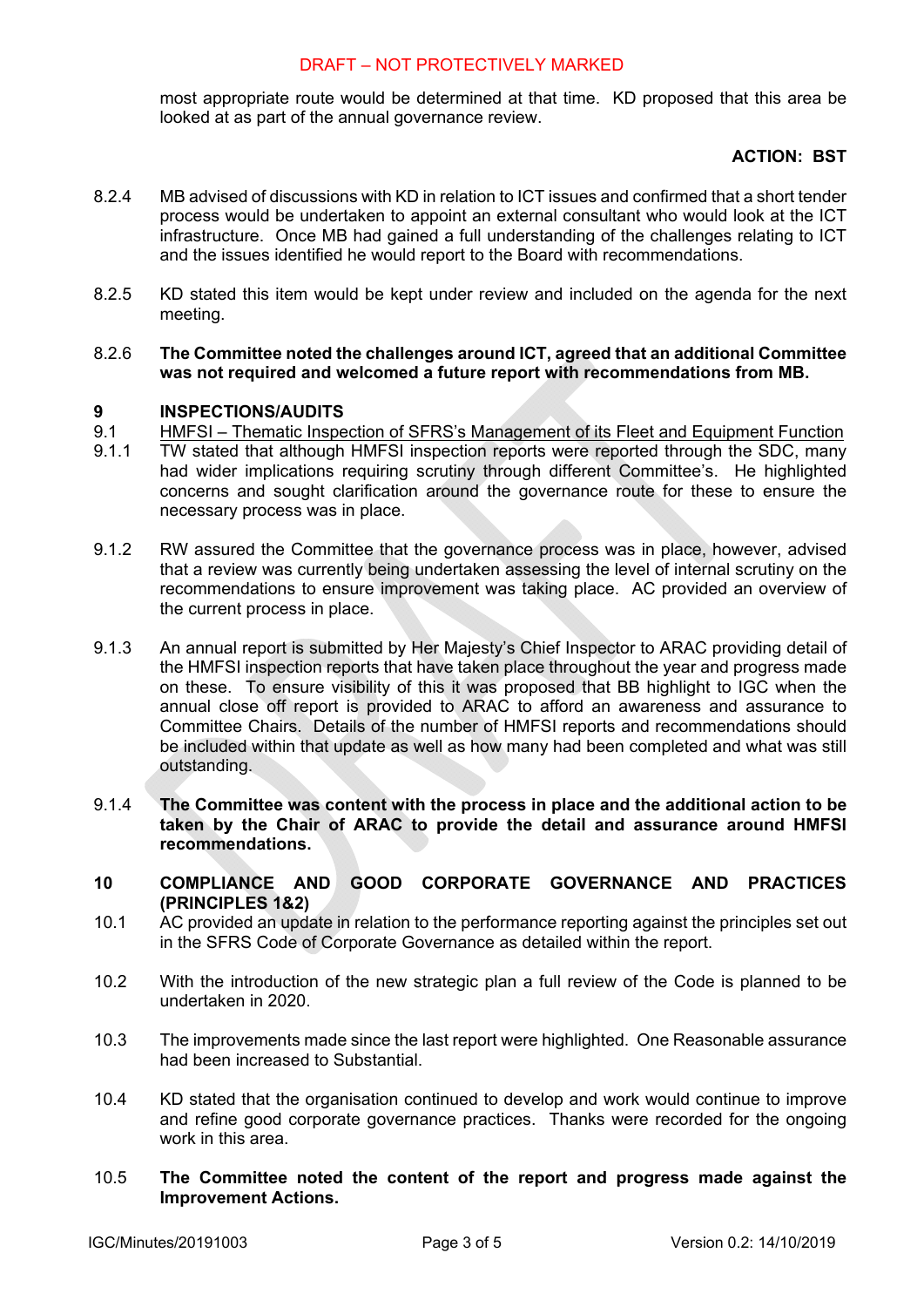most appropriate route would be determined at that time. KD proposed that this area be looked at as part of the annual governance review.

**ACTION: BST**

8.2.4 MB advised of discussions with KD in relation to ICT issues and confirmed that a short tender process would be undertaken to appoint an external consultant who would look at the ICT infrastructure. Once MB had gained a full understanding of the challenges relating to ICT and the issues identified he would report to the Board with recommendations.

8.2.5 KD stated this item would be kept under review and included on the agenda for the next meeting.

8.2.6 **The Committee noted the challenges around ICT, agreed that an additional Committee was not required and welcomed a future report with recommendations from MB.**

## 9 INSPECTIONS/AUDITS

9.1 <u>HMFSI – Thematic Inspection of SFRS's Management of its Fleet and Equipment Function</u>

9.1.1 TW stated that although HMFSI inspection reports were reported through the SDC, many had wider implications requiring scrutiny through different Committee's. He highlighted concerns and sought clarification around the governance route for these to ensure the necessary process was in place.

9.1.2 RW assured the Committee that the governance process was in place, however, advised that a review was currently being undertaken assessing the level of internal scrutiny on the recommendations to ensure improvement was taking place. AC provided an overview of the current process in place.

9.1.3 An annual report is submitted by Her Majesty's Chief Inspector to ARAC providing detail of the HMFSI inspection reports that have taken place throughout the year and progress made on these. To ensure visibility of this it was proposed that BB highlight to IGC when the annual close off report is provided to ARAC to afford an awareness and assurance to Committee Chairs. Details of the number of HMFSI reports and recommendations should be included within that update as well as how many had been completed and what was still outstanding.

9.1.4 **The Committee was content with the process in place and the additional action to be taken by the Chair of ARAC to provide the detail and assurance around HMFSI recommendations.**

## 10 COMPLIANCE AND GOOD CORPORATE GOVERNANCE AND PRACTICES (PRINCIPLES 1&2)

10.1 AC provided an update in relation to the performance reporting against the principles set out in the SFRS Code of Corporate Governance as detailed within the report.

10.2 With the introduction of the new strategic plan a full review of the Code is planned to be undertaken in 2020.

10.3 The improvements made since the last report were highlighted. One Reasonable assurance had been increased to Substantial.

10.4 KD stated that the organisation continued to develop and work would continue to improve and refine good corporate governance practices. Thanks were recorded for the ongoing work in this area.

10.5 **The Committee noted the content of the report and progress made against the Improvement Actions.**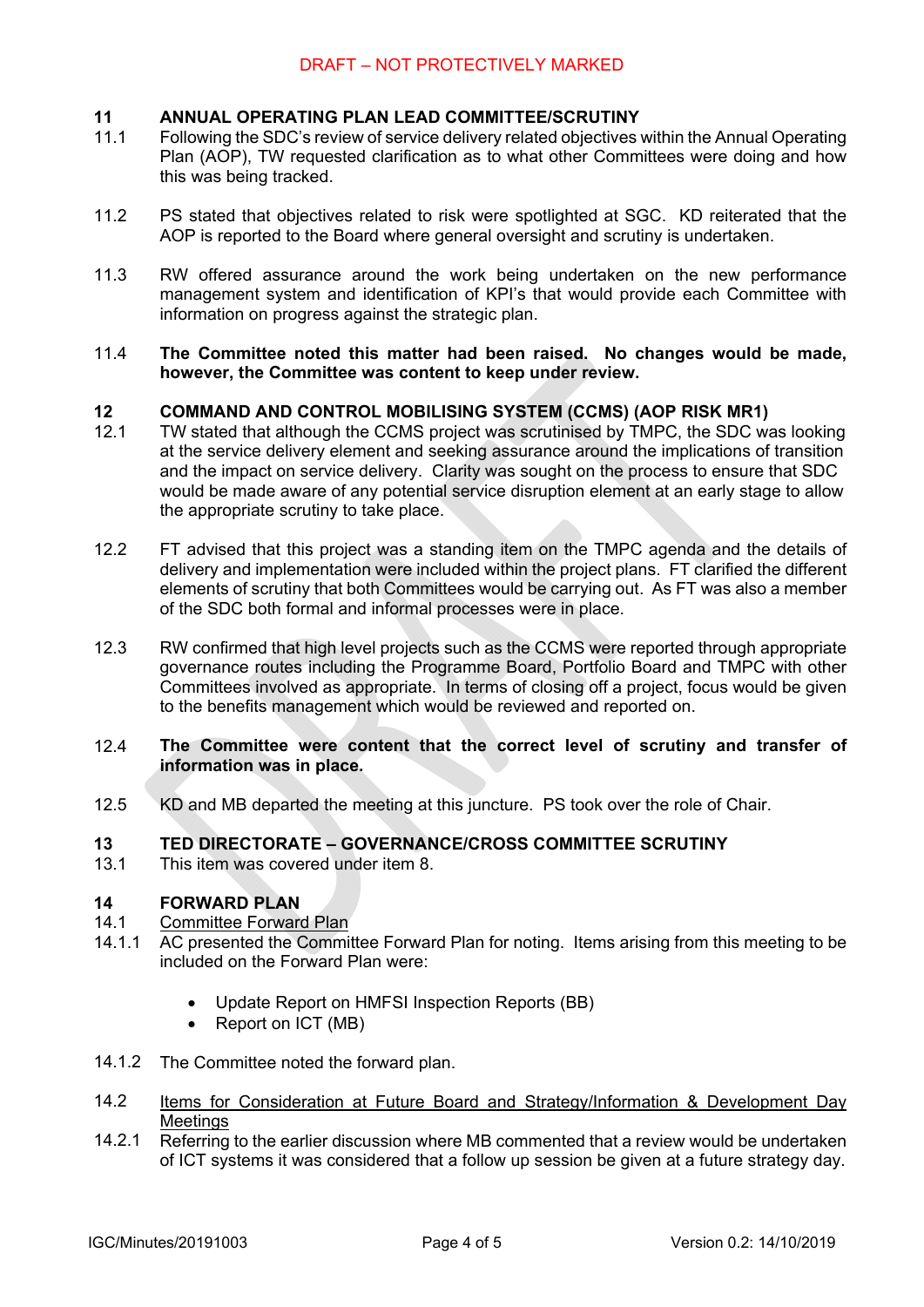## 11 ANNUAL OPERATING PLAN LEAD COMMITTEE/SCRUTINY

11.1 Following the SDC's review of service delivery related objectives within the Annual Operating Plan (AOP), TW requested clarification as to what other Committees were doing and how this was being tracked.

11.2 PS stated that objectives related to risk were spotlighted at SGC. KD reiterated that the AOP is reported to the Board where general oversight and scrutiny is undertaken.

11.3 RW offered assurance around the work being undertaken on the new performance management system and identification of KPI's that would provide each Committee with information on progress against the strategic plan.

11.4 **The Committee noted this matter had been raised. No changes would be made, however, the Committee was content to keep under review.**

## 12 COMMAND AND CONTROL MOBILISING SYSTEM (CCMS) (AOP RISK MR1)

12.1 TW stated that although the CCMS project was scrutinised by TMPC, the SDC was looking at the service delivery element and seeking assurance around the implications of transition and the impact on service delivery. Clarity was sought on the process to ensure that SDC would be made aware of any potential service disruption element at an early stage to allow the appropriate scrutiny to take place.

12.2 FT advised that this project was a standing item on the TMPC agenda and the details of delivery and implementation were included within the project plans. FT clarified the different elements of scrutiny that both Committees would be carrying out. As FT was also a member of the SDC both formal and informal processes were in place.

12.3 RW confirmed that high level projects such as the CCMS were reported through appropriate governance routes including the Programme Board, Portfolio Board and TMPC with other Committees involved as appropriate. In terms of closing off a project, focus would be given to the benefits management which would be reviewed and reported on.

12.4 **The Committee were content that the correct level of scrutiny and transfer of information was in place.**

12.5 KD and MB departed the meeting at this juncture. PS took over the role of Chair.

## 13 TED DIRECTORATE – GOVERNANCE/CROSS COMMITTEE SCRUTINY

13.1 This item was covered under item 8.

## 14 FORWARD PLAN

14.1 Committee Forward Plan

14.1.1 AC presented the Committee Forward Plan for noting. Items arising from this meeting to be included on the Forward Plan were:

- Update Report on HMFSI Inspection Reports (BB)
- Report on ICT (MB)

14.1.2 The Committee noted the forward plan.

14.2 Items for Consideration at Future Board and Strategy/Information & Development Day Meetings

14.2.1 Referring to the earlier discussion where MB commented that a review would be undertaken of ICT systems it was considered that a follow up session be given at a future strategy day.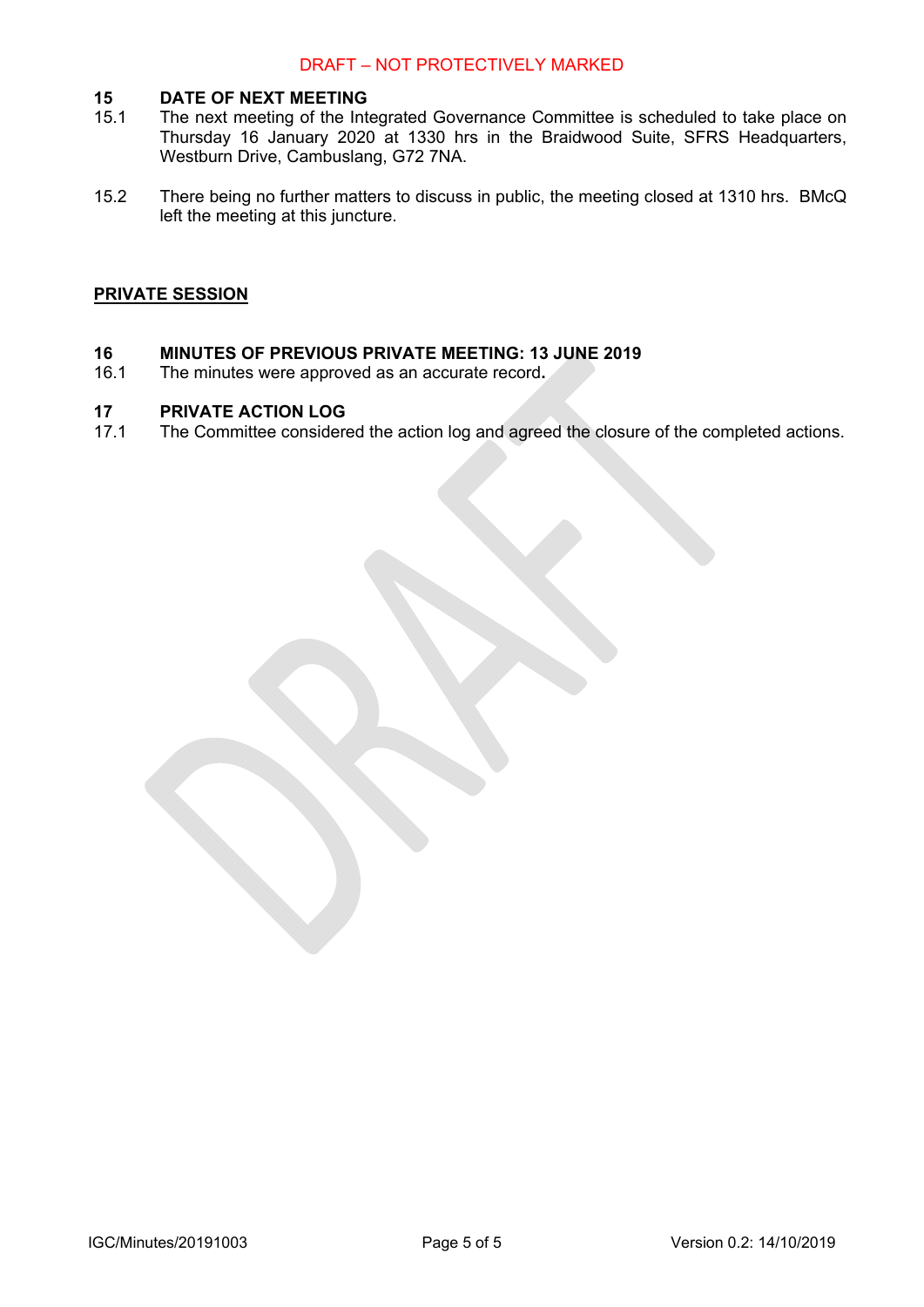**15 DATE OF NEXT MEETING**

15.1 The next meeting of the Integrated Governance Committee is scheduled to take place on Thursday 16 January 2020 at 1330 hrs in the Braidwood Suite, SFRS Headquarters, Westburn Drive, Cambuslang, G72 7NA.

15.2 There being no further matters to discuss in public, the meeting closed at 1310 hrs. BMcQ left the meeting at this juncture.

**PRIVATE SESSION**

**16 MINUTES OF PREVIOUS PRIVATE MEETING: 13 JUNE 2019**

16.1 The minutes were approved as an accurate record.

**17 PRIVATE ACTION LOG**

17.1 The Committee considered the action log and agreed the closure of the completed actions.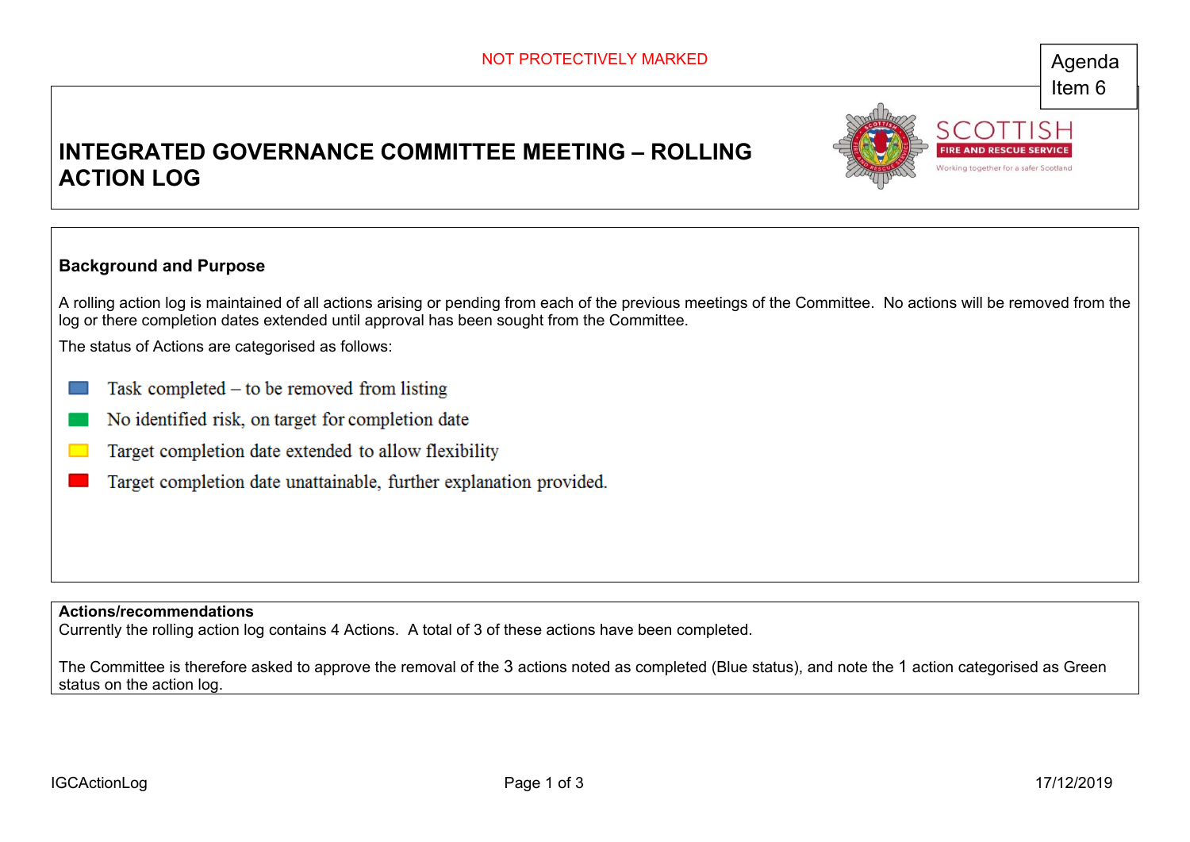NOT PROTECTIVELY MARKED

Agenda Item 6

# INTEGRATED GOVERNANCE COMMITTEE MEETING – ROLLING ACTION LOG

SCOTTISH FIRE AND RESCUE SERVICE
Working together for a safer Scotland

## Background and Purpose

A rolling action log is maintained of all actions arising or pending from each of the previous meetings of the Committee. No actions will be removed from the log or there completion dates extended until approval has been sought from the Committee.

The status of Actions are categorised as follows:

- Blue: Task completed – to be removed from listing
- Green: No identified risk, on target for completion date
- Yellow: Target completion date extended to allow flexibility
- Red: Target completion date unattainable, further explanation provided.

**Actions/recommendations**
Currently the rolling action log contains 4 Actions. A total of 3 of these actions have been completed.

The Committee is therefore asked to approve the removal of the 3 actions noted as completed (Blue status), and note the 1 action categorised as Green status on the action log.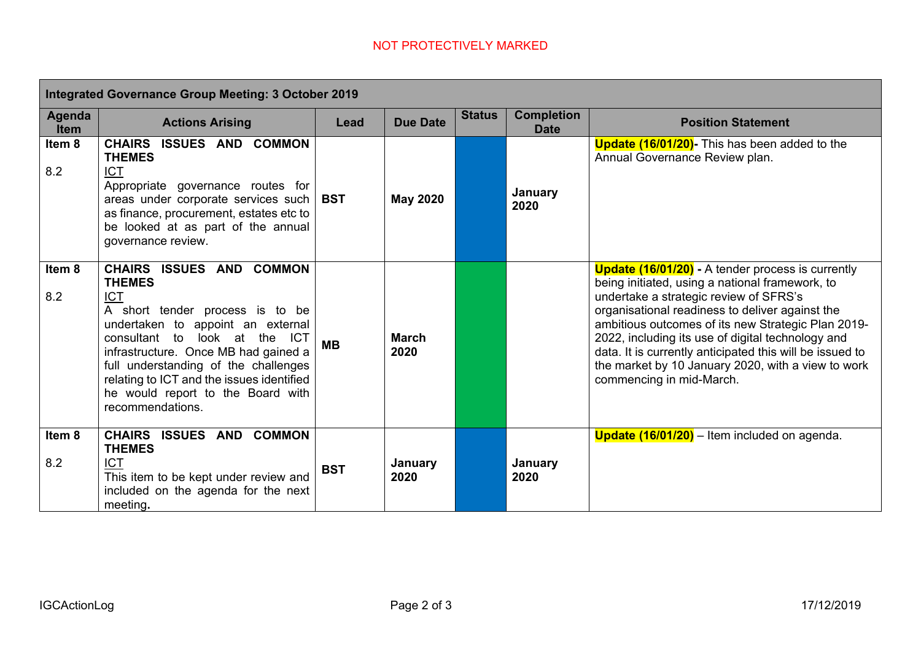NOT PROTECTIVELY MARKED

| Integrated Governance Group Meeting: 3 October 2019 | | | | | | |
|---|---|---|---|---|---|---|
| **Agenda Item** | **Actions Arising** | **Lead** | **Due Date** | **Status** | **Completion Date** | **Position Statement** |
| **Item 8** 8.2 | **CHAIRS ISSUES AND COMMON THEMES** ICT Appropriate governance routes for areas under corporate services such as finance, procurement, estates etc to be looked at as part of the annual governance review. | **BST** | **May 2020** | | **January 2020** | **Update (16/01/20)-** This has been added to the Annual Governance Review plan. |
| **Item 8** 8.2 | **CHAIRS ISSUES AND COMMON THEMES** ICT A short tender process is to be undertaken to appoint an external consultant to look at the ICT infrastructure. Once MB had gained a full understanding of the challenges relating to ICT and the issues identified he would report to the Board with recommendations. | **MB** | **March 2020** | | | **Update (16/01/20) -** A tender process is currently being initiated, using a national framework, to undertake a strategic review of SFRS's organisational readiness to deliver against the ambitious outcomes of its new Strategic Plan 2019-2022, including its use of digital technology and data. It is currently anticipated this will be issued to the market by 10 January 2020, with a view to work commencing in mid-March. |
| **Item 8** 8.2 | **CHAIRS ISSUES AND COMMON THEMES** ICT This item to be kept under review and included on the agenda for the next meeting. | **BST** | **January 2020** | | **January 2020** | **Update (16/01/20)** – Item included on agenda. |

IGCActionLog 17/12/2019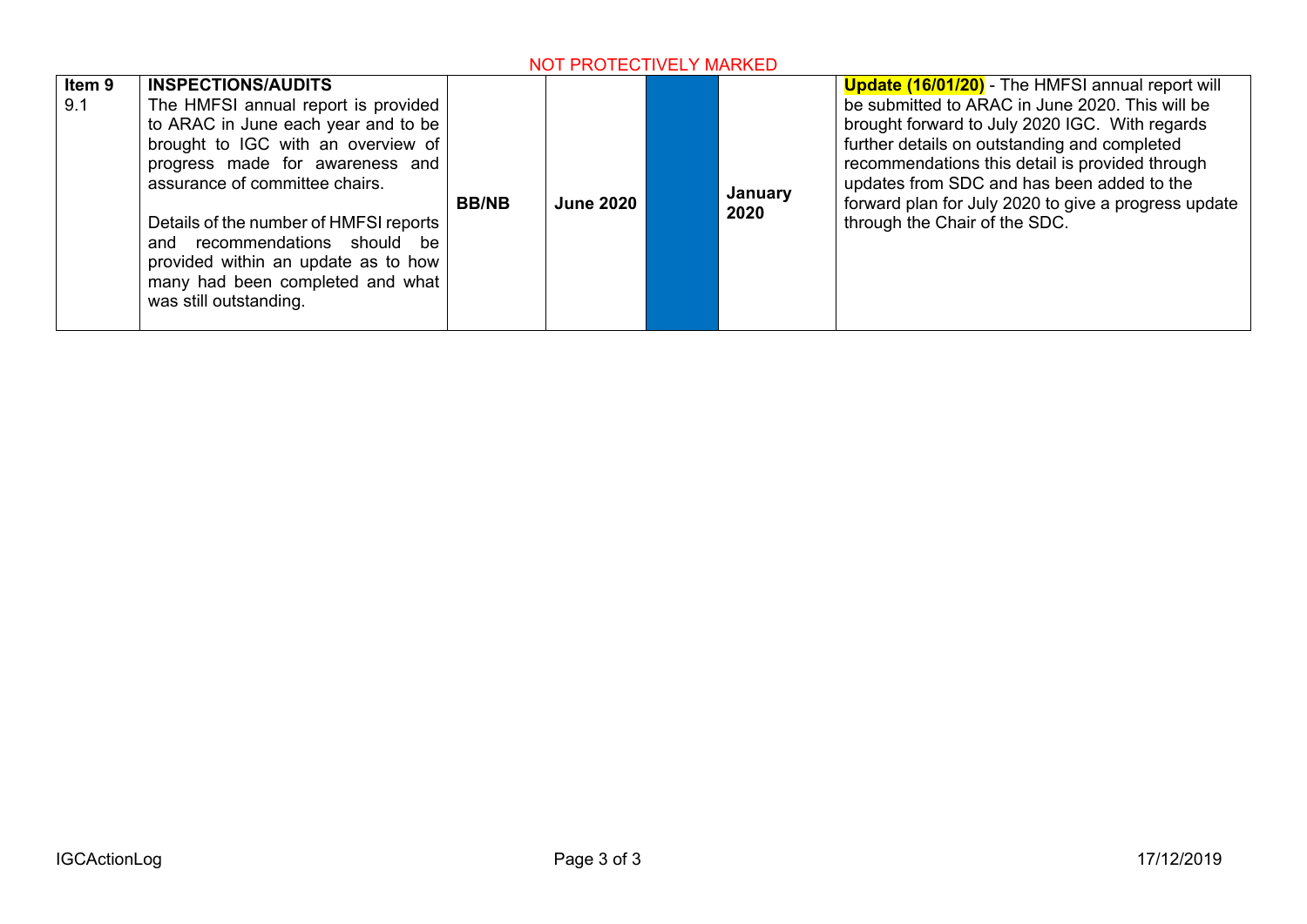NOT PROTECTIVELY MARKED

| | | | | | | |
|---|---|---|---|---|---|---|
| **Item 9**<br>9.1 | **INSPECTIONS/AUDITS**<br>The HMFSI annual report is provided to ARAC in June each year and to be brought to IGC with an overview of progress made for awareness and assurance of committee chairs.<br><br>Details of the number of HMFSI reports and recommendations should be provided within an update as to how many had been completed and what was still outstanding. | **BB/NB** | **June 2020** | | **January 2020** | **Update (16/01/20)** - The HMFSI annual report will be submitted to ARAC in June 2020. This will be brought forward to July 2020 IGC. With regards further details on outstanding and completed recommendations this detail is provided through updates from SDC and has been added to the forward plan for July 2020 to give a progress update through the Chair of the SDC. |

IGCActionLog

17/12/2019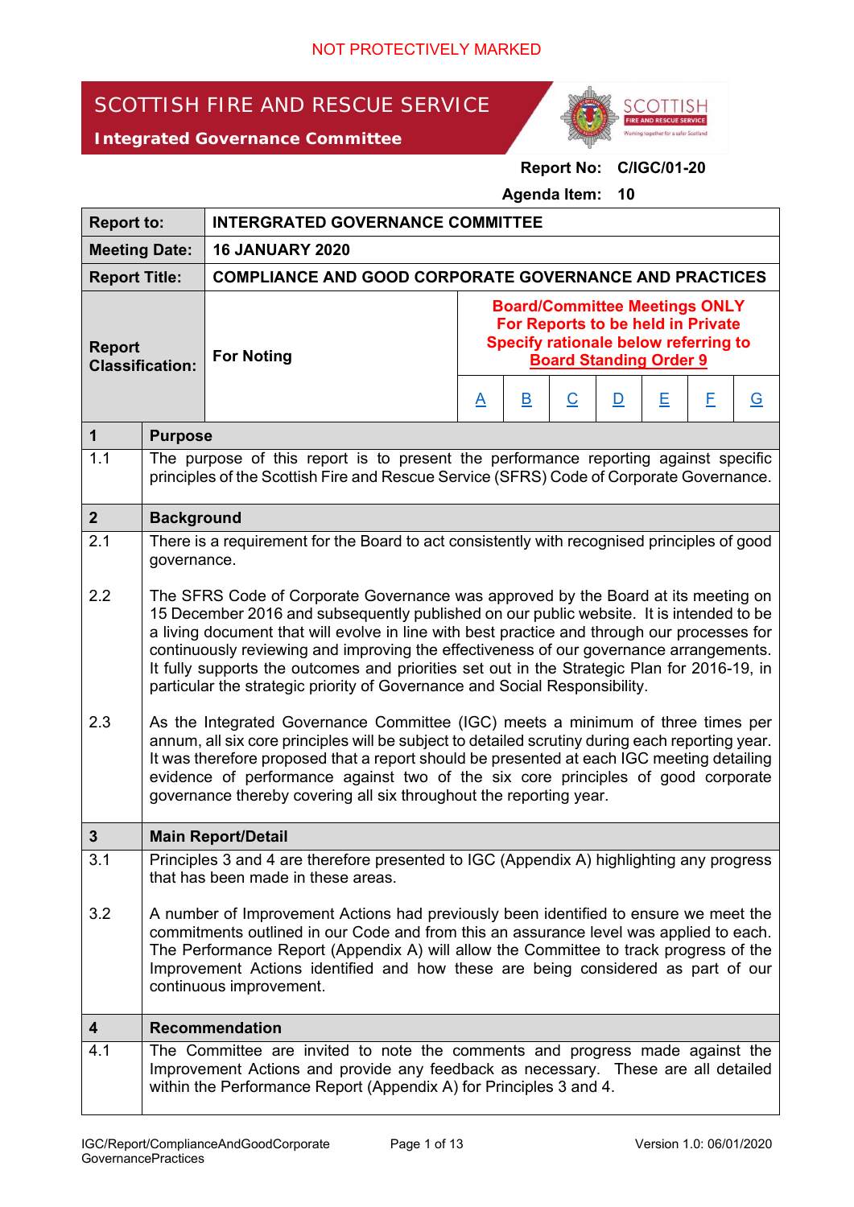NOT PROTECTIVELY MARKED

# SCOTTISH FIRE AND RESCUE SERVICE

**Integrated Governance Committee**

**Report No: C/IGC/01-20**

**Agenda Item: 10**

| **Report to:** | **INTERGRATED GOVERNANCE COMMITTEE** | | | | | | | |
|---|---|---|---|---|---|---|---|---|
| **Meeting Date:** | **16 JANUARY 2020** | | | | | | | |
| **Report Title:** | **COMPLIANCE AND GOOD CORPORATE GOVERNANCE AND PRACTICES** | | | | | | | |
| **Report Classification:** | **For Noting** | **Board/Committee Meetings ONLY For Reports to be held in Private Specify rationale below referring to Board Standing Order 9** | | | | | | |
| | | A | B | C | D | E | F | G |

| | |
|---|---|
| **1** | **Purpose** |
| 1.1 | The purpose of this report is to present the performance reporting against specific principles of the Scottish Fire and Rescue Service (SFRS) Code of Corporate Governance. |
| **2** | **Background** |
| 2.1 | There is a requirement for the Board to act consistently with recognised principles of good governance. |
| 2.2 | The SFRS Code of Corporate Governance was approved by the Board at its meeting on 15 December 2016 and subsequently published on our public website. It is intended to be a living document that will evolve in line with best practice and through our processes for continuously reviewing and improving the effectiveness of our governance arrangements. It fully supports the outcomes and priorities set out in the Strategic Plan for 2016-19, in particular the strategic priority of Governance and Social Responsibility. |
| 2.3 | As the Integrated Governance Committee (IGC) meets a minimum of three times per annum, all six core principles will be subject to detailed scrutiny during each reporting year. It was therefore proposed that a report should be presented at each IGC meeting detailing evidence of performance against two of the six core principles of good corporate governance thereby covering all six throughout the reporting year. |
| **3** | **Main Report/Detail** |
| 3.1 | Principles 3 and 4 are therefore presented to IGC (Appendix A) highlighting any progress that has been made in these areas. |
| 3.2 | A number of Improvement Actions had previously been identified to ensure we meet the commitments outlined in our Code and from this an assurance level was applied to each. The Performance Report (Appendix A) will allow the Committee to track progress of the Improvement Actions identified and how these are being considered as part of our continuous improvement. |
| **4** | **Recommendation** |
| 4.1 | The Committee are invited to note the comments and progress made against the Improvement Actions and provide any feedback as necessary. These are all detailed within the Performance Report (Appendix A) for Principles 3 and 4. |

IGC/Report/ComplianceAndGoodCorporateGovernancePractices

Version 1.0: 06/01/2020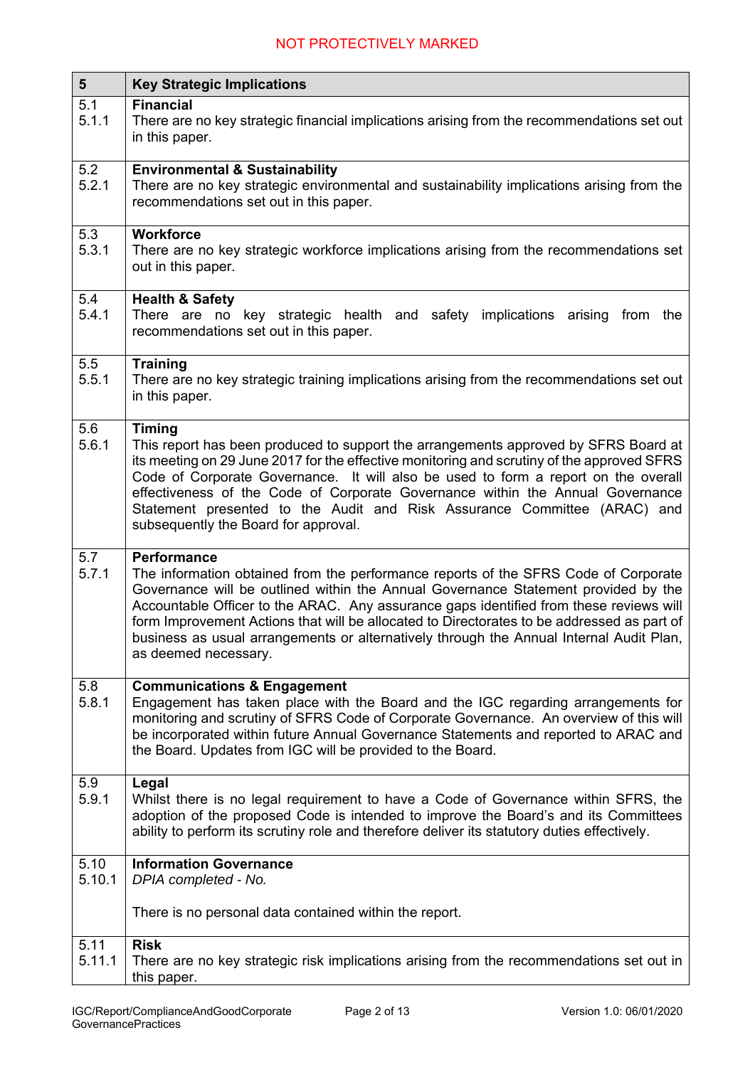| 5 | Key Strategic Implications |
|---|---|
| 5.1<br>5.1.1 | **Financial**<br>There are no key strategic financial implications arising from the recommendations set out in this paper. |
| 5.2<br>5.2.1 | **Environmental & Sustainability**<br>There are no key strategic environmental and sustainability implications arising from the recommendations set out in this paper. |
| 5.3<br>5.3.1 | **Workforce**<br>There are no key strategic workforce implications arising from the recommendations set out in this paper. |
| 5.4<br>5.4.1 | **Health & Safety**<br>There are no key strategic health and safety implications arising from the recommendations set out in this paper. |
| 5.5<br>5.5.1 | **Training**<br>There are no key strategic training implications arising from the recommendations set out in this paper. |
| 5.6<br>5.6.1 | **Timing**<br>This report has been produced to support the arrangements approved by SFRS Board at its meeting on 29 June 2017 for the effective monitoring and scrutiny of the approved SFRS Code of Corporate Governance. It will also be used to form a report on the overall effectiveness of the Code of Corporate Governance within the Annual Governance Statement presented to the Audit and Risk Assurance Committee (ARAC) and subsequently the Board for approval. |
| 5.7<br>5.7.1 | **Performance**<br>The information obtained from the performance reports of the SFRS Code of Corporate Governance will be outlined within the Annual Governance Statement provided by the Accountable Officer to the ARAC. Any assurance gaps identified from these reviews will form Improvement Actions that will be allocated to Directorates to be addressed as part of business as usual arrangements or alternatively through the Annual Internal Audit Plan, as deemed necessary. |
| 5.8<br>5.8.1 | **Communications & Engagement**<br>Engagement has taken place with the Board and the IGC regarding arrangements for monitoring and scrutiny of SFRS Code of Corporate Governance. An overview of this will be incorporated within future Annual Governance Statements and reported to ARAC and the Board. Updates from IGC will be provided to the Board. |
| 5.9<br>5.9.1 | **Legal**<br>Whilst there is no legal requirement to have a Code of Governance within SFRS, the adoption of the proposed Code is intended to improve the Board's and its Committees ability to perform its scrutiny role and therefore deliver its statutory duties effectively. |
| 5.10<br>5.10.1 | **Information Governance**<br>*DPIA completed - No.*<br><br>There is no personal data contained within the report. |
| 5.11<br>5.11.1 | **Risk**<br>There are no key strategic risk implications arising from the recommendations set out in this paper. |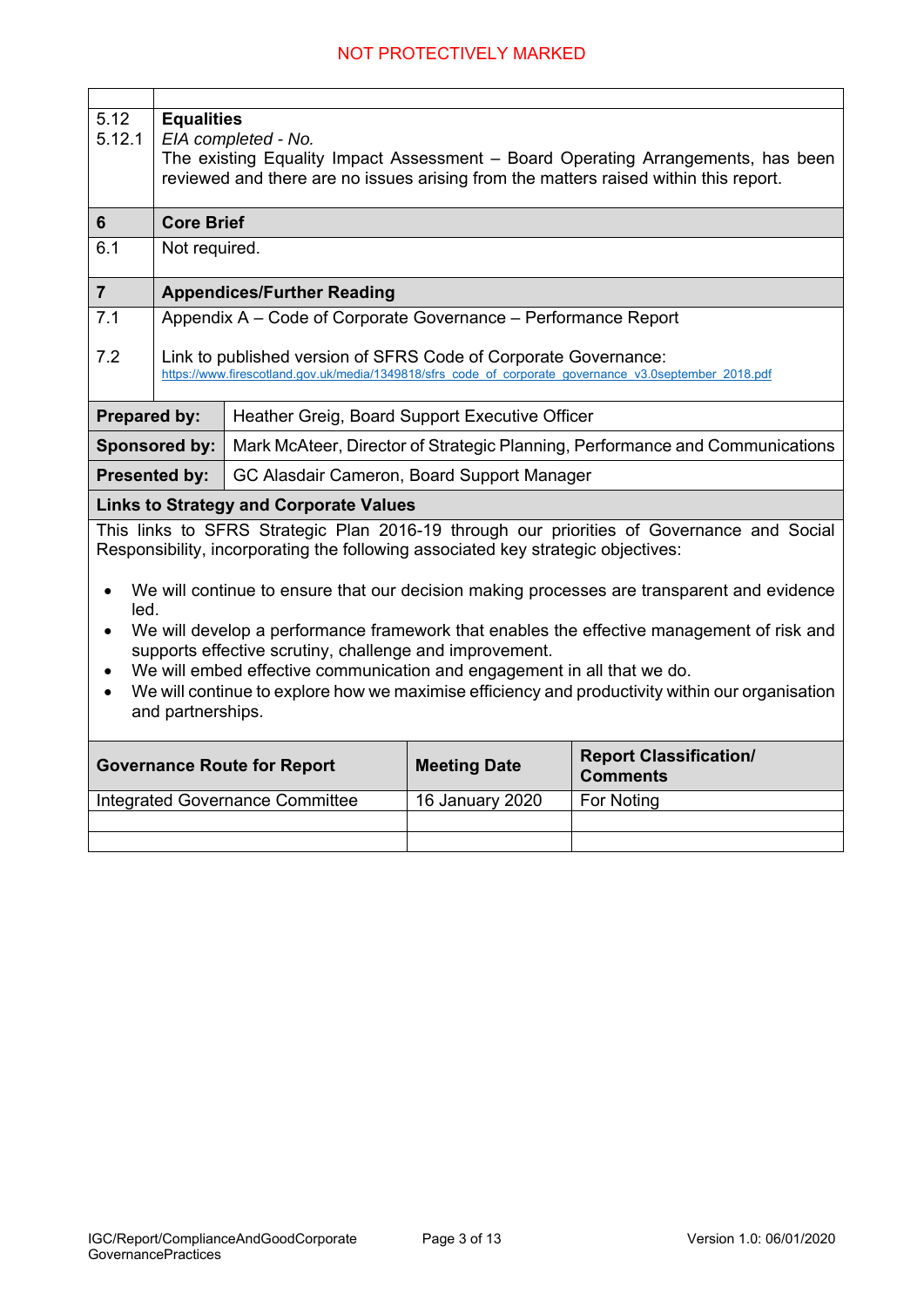| | |
|---|---|
| 5.12<br>5.12.1 | **Equalities**<br>*EIA completed - No.*<br>The existing Equality Impact Assessment – Board Operating Arrangements, has been reviewed and there are no issues arising from the matters raised within this report. |
| **6** | **Core Brief** |
| 6.1 | Not required. |
| **7** | **Appendices/Further Reading** |
| 7.1<br><br>7.2 | Appendix A – Code of Corporate Governance – Performance Report<br><br>Link to published version of SFRS Code of Corporate Governance:<br>https://www.firescotland.gov.uk/media/1349818/sfrs_code_of_corporate_governance_v3.0september_2018.pdf |

| | |
|---|---|
| **Prepared by:** | Heather Greig, Board Support Executive Officer |
| **Sponsored by:** | Mark McAteer, Director of Strategic Planning, Performance and Communications |
| **Presented by:** | GC Alasdair Cameron, Board Support Manager |

**Links to Strategy and Corporate Values**

This links to SFRS Strategic Plan 2016-19 through our priorities of Governance and Social Responsibility, incorporating the following associated key strategic objectives:

- We will continue to ensure that our decision making processes are transparent and evidence led.
- We will develop a performance framework that enables the effective management of risk and supports effective scrutiny, challenge and improvement.
- We will embed effective communication and engagement in all that we do.
- We will continue to explore how we maximise efficiency and productivity within our organisation and partnerships.

| Governance Route for Report | Meeting Date | Report Classification/ Comments |
|---|---|---|
| Integrated Governance Committee | 16 January 2020 | For Noting |
| | | |
| | | |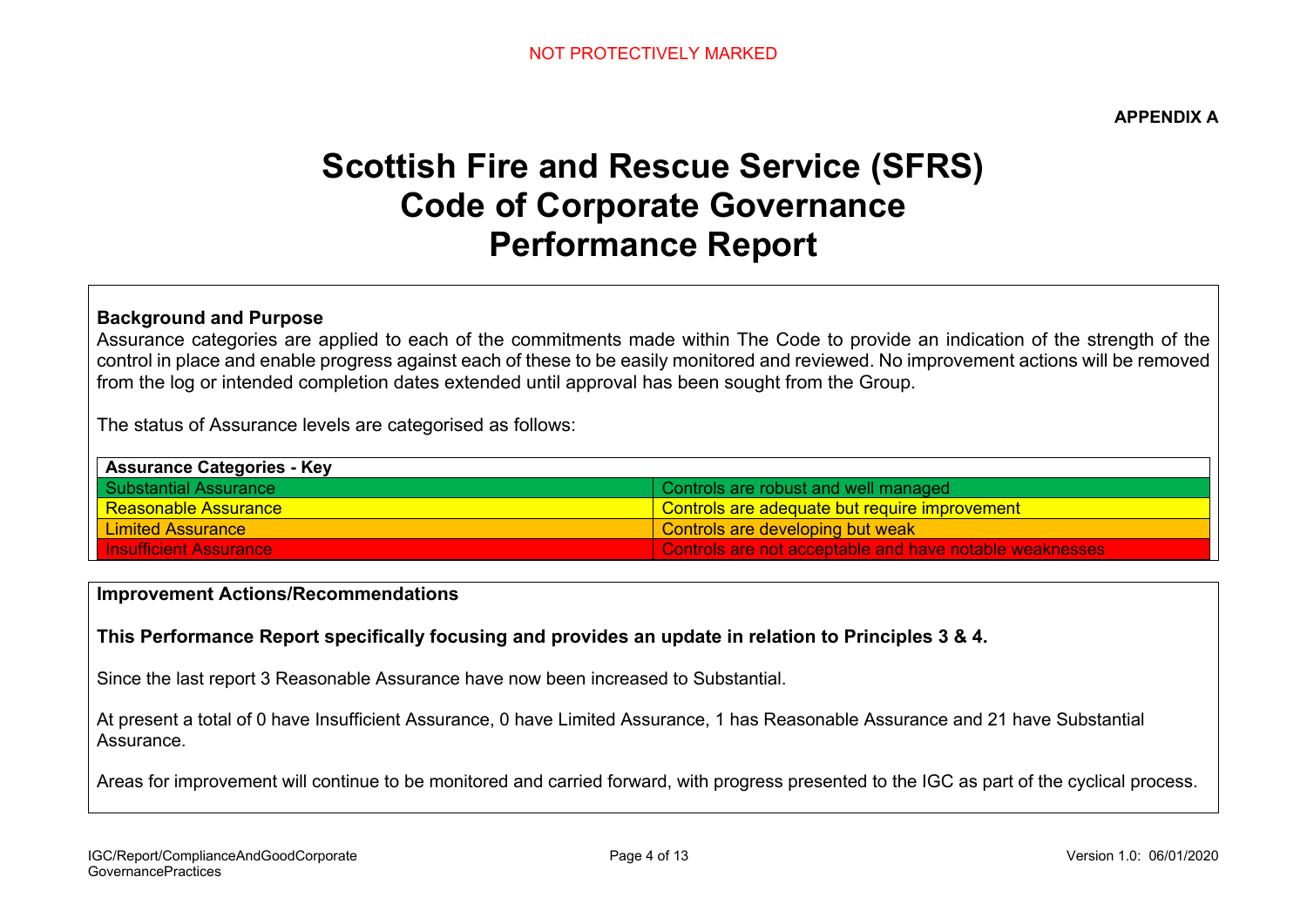NOT PROTECTIVELY MARKED

**APPENDIX A**

# Scottish Fire and Rescue Service (SFRS) Code of Corporate Governance Performance Report

**Background and Purpose**

Assurance categories are applied to each of the commitments made within The Code to provide an indication of the strength of the control in place and enable progress against each of these to be easily monitored and reviewed. No improvement actions will be removed from the log or intended completion dates extended until approval has been sought from the Group.

The status of Assurance levels are categorised as follows:

| Assurance Categories - Key | |
|---|---|
| Substantial Assurance | Controls are robust and well managed |
| Reasonable Assurance | Controls are adequate but require improvement |
| Limited Assurance | Controls are developing but weak |
| Insufficient Assurance | Controls are not acceptable and have notable weaknesses |

**Improvement Actions/Recommendations**

**This Performance Report specifically focusing and provides an update in relation to Principles 3 & 4.**

Since the last report 3 Reasonable Assurance have now been increased to Substantial.

At present a total of 0 have Insufficient Assurance, 0 have Limited Assurance, 1 has Reasonable Assurance and 21 have Substantial Assurance.

Areas for improvement will continue to be monitored and carried forward, with progress presented to the IGC as part of the cyclical process.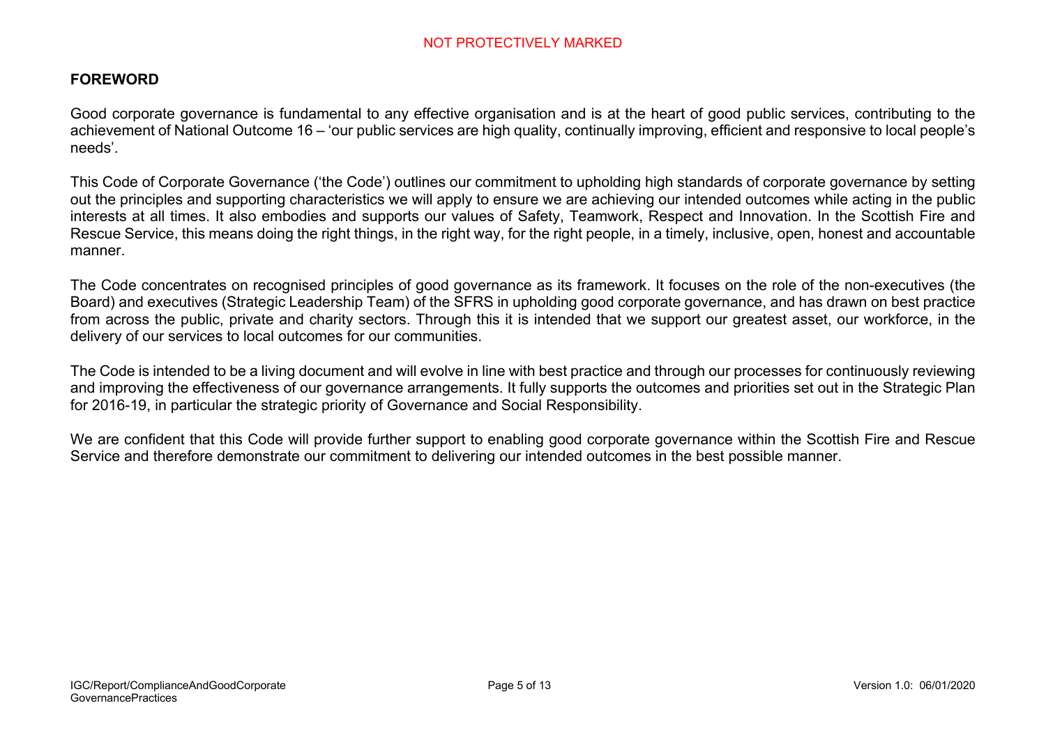## FOREWORD

Good corporate governance is fundamental to any effective organisation and is at the heart of good public services, contributing to the achievement of National Outcome 16 – 'our public services are high quality, continually improving, efficient and responsive to local people's needs'.

This Code of Corporate Governance ('the Code') outlines our commitment to upholding high standards of corporate governance by setting out the principles and supporting characteristics we will apply to ensure we are achieving our intended outcomes while acting in the public interests at all times. It also embodies and supports our values of Safety, Teamwork, Respect and Innovation. In the Scottish Fire and Rescue Service, this means doing the right things, in the right way, for the right people, in a timely, inclusive, open, honest and accountable manner.

The Code concentrates on recognised principles of good governance as its framework. It focuses on the role of the non-executives (the Board) and executives (Strategic Leadership Team) of the SFRS in upholding good corporate governance, and has drawn on best practice from across the public, private and charity sectors. Through this it is intended that we support our greatest asset, our workforce, in the delivery of our services to local outcomes for our communities.

The Code is intended to be a living document and will evolve in line with best practice and through our processes for continuously reviewing and improving the effectiveness of our governance arrangements. It fully supports the outcomes and priorities set out in the Strategic Plan for 2016-19, in particular the strategic priority of Governance and Social Responsibility.

We are confident that this Code will provide further support to enabling good corporate governance within the Scottish Fire and Rescue Service and therefore demonstrate our commitment to delivering our intended outcomes in the best possible manner.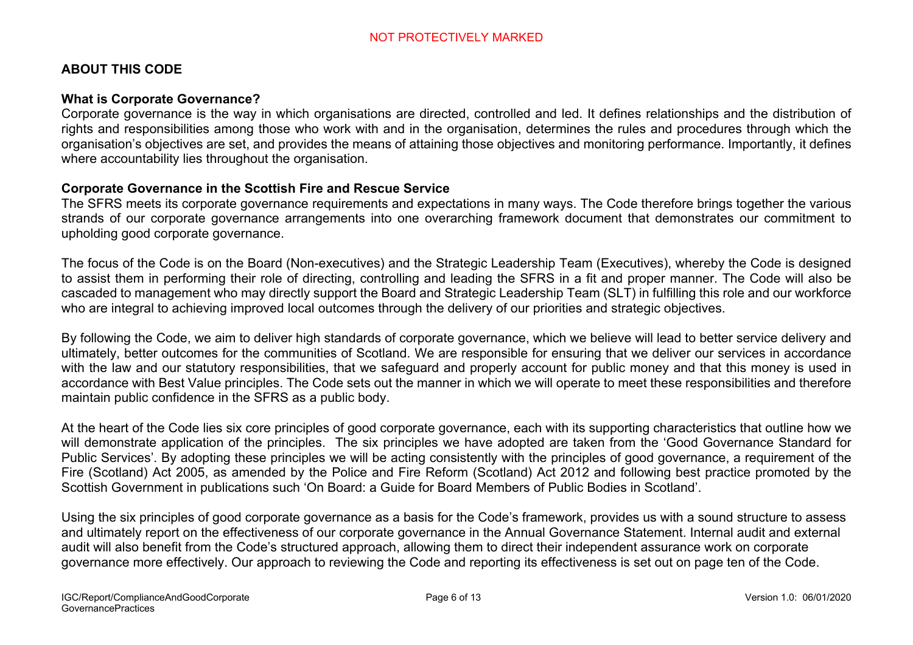## ABOUT THIS CODE

### What is Corporate Governance?

Corporate governance is the way in which organisations are directed, controlled and led. It defines relationships and the distribution of rights and responsibilities among those who work with and in the organisation, determines the rules and procedures through which the organisation's objectives are set, and provides the means of attaining those objectives and monitoring performance. Importantly, it defines where accountability lies throughout the organisation.

### Corporate Governance in the Scottish Fire and Rescue Service

The SFRS meets its corporate governance requirements and expectations in many ways. The Code therefore brings together the various strands of our corporate governance arrangements into one overarching framework document that demonstrates our commitment to upholding good corporate governance.

The focus of the Code is on the Board (Non-executives) and the Strategic Leadership Team (Executives), whereby the Code is designed to assist them in performing their role of directing, controlling and leading the SFRS in a fit and proper manner. The Code will also be cascaded to management who may directly support the Board and Strategic Leadership Team (SLT) in fulfilling this role and our workforce who are integral to achieving improved local outcomes through the delivery of our priorities and strategic objectives.

By following the Code, we aim to deliver high standards of corporate governance, which we believe will lead to better service delivery and ultimately, better outcomes for the communities of Scotland. We are responsible for ensuring that we deliver our services in accordance with the law and our statutory responsibilities, that we safeguard and properly account for public money and that this money is used in accordance with Best Value principles. The Code sets out the manner in which we will operate to meet these responsibilities and therefore maintain public confidence in the SFRS as a public body.

At the heart of the Code lies six core principles of good corporate governance, each with its supporting characteristics that outline how we will demonstrate application of the principles. The six principles we have adopted are taken from the 'Good Governance Standard for Public Services'. By adopting these principles we will be acting consistently with the principles of good governance, a requirement of the Fire (Scotland) Act 2005, as amended by the Police and Fire Reform (Scotland) Act 2012 and following best practice promoted by the Scottish Government in publications such 'On Board: a Guide for Board Members of Public Bodies in Scotland'.

Using the six principles of good corporate governance as a basis for the Code's framework, provides us with a sound structure to assess and ultimately report on the effectiveness of our corporate governance in the Annual Governance Statement. Internal audit and external audit will also benefit from the Code's structured approach, allowing them to direct their independent assurance work on corporate governance more effectively. Our approach to reviewing the Code and reporting its effectiveness is set out on page ten of the Code.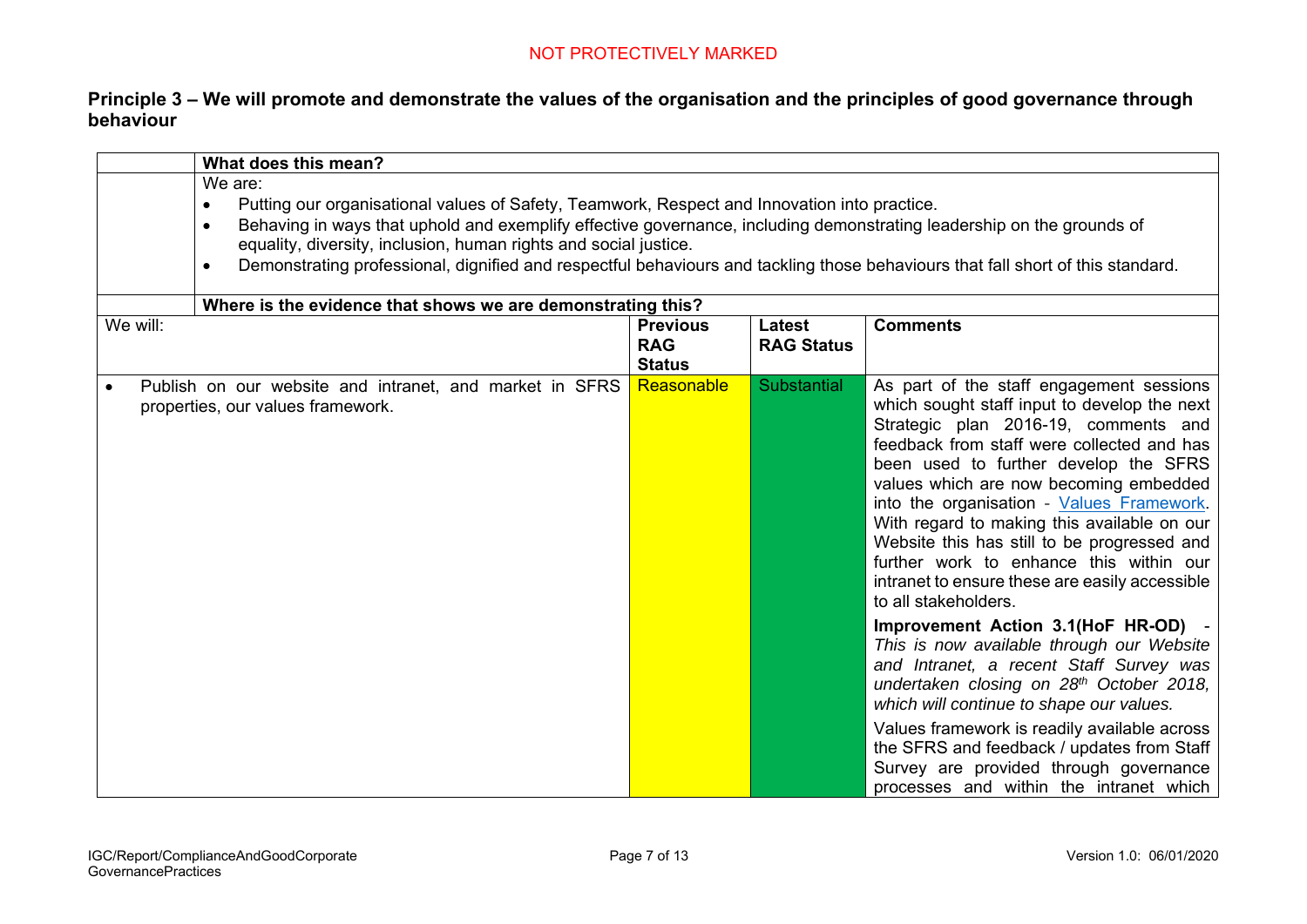**Principle 3 – We will promote and demonstrate the values of the organisation and the principles of good governance through behaviour**

| | **What does this mean?** | | | |
|---|---|---|---|---|
| | We are:<br>• Putting our organisational values of Safety, Teamwork, Respect and Innovation into practice.<br>• Behaving in ways that uphold and exemplify effective governance, including demonstrating leadership on the grounds of equality, diversity, inclusion, human rights and social justice.<br>• Demonstrating professional, dignified and respectful behaviours and tackling those behaviours that fall short of this standard. | | | |
| | **Where is the evidence that shows we are demonstrating this?** | | | |
| We will: | | **Previous RAG Status** | **Latest RAG Status** | **Comments** |
| • Publish on our website and intranet, and market in SFRS properties, our values framework. | | Reasonable | Substantial | As part of the staff engagement sessions which sought staff input to develop the next Strategic plan 2016-19, comments and feedback from staff were collected and has been used to further develop the SFRS values which are now becoming embedded into the organisation - Values Framework. With regard to making this available on our Website this has still to be progressed and further work to enhance this within our intranet to ensure these are easily accessible to all stakeholders.<br><br>**Improvement Action 3.1(HoF HR-OD)** - *This is now available through our Website and Intranet, a recent Staff Survey was undertaken closing on 28th October 2018, which will continue to shape our values.*<br><br>Values framework is readily available across the SFRS and feedback / updates from Staff Survey are provided through governance processes and within the intranet which |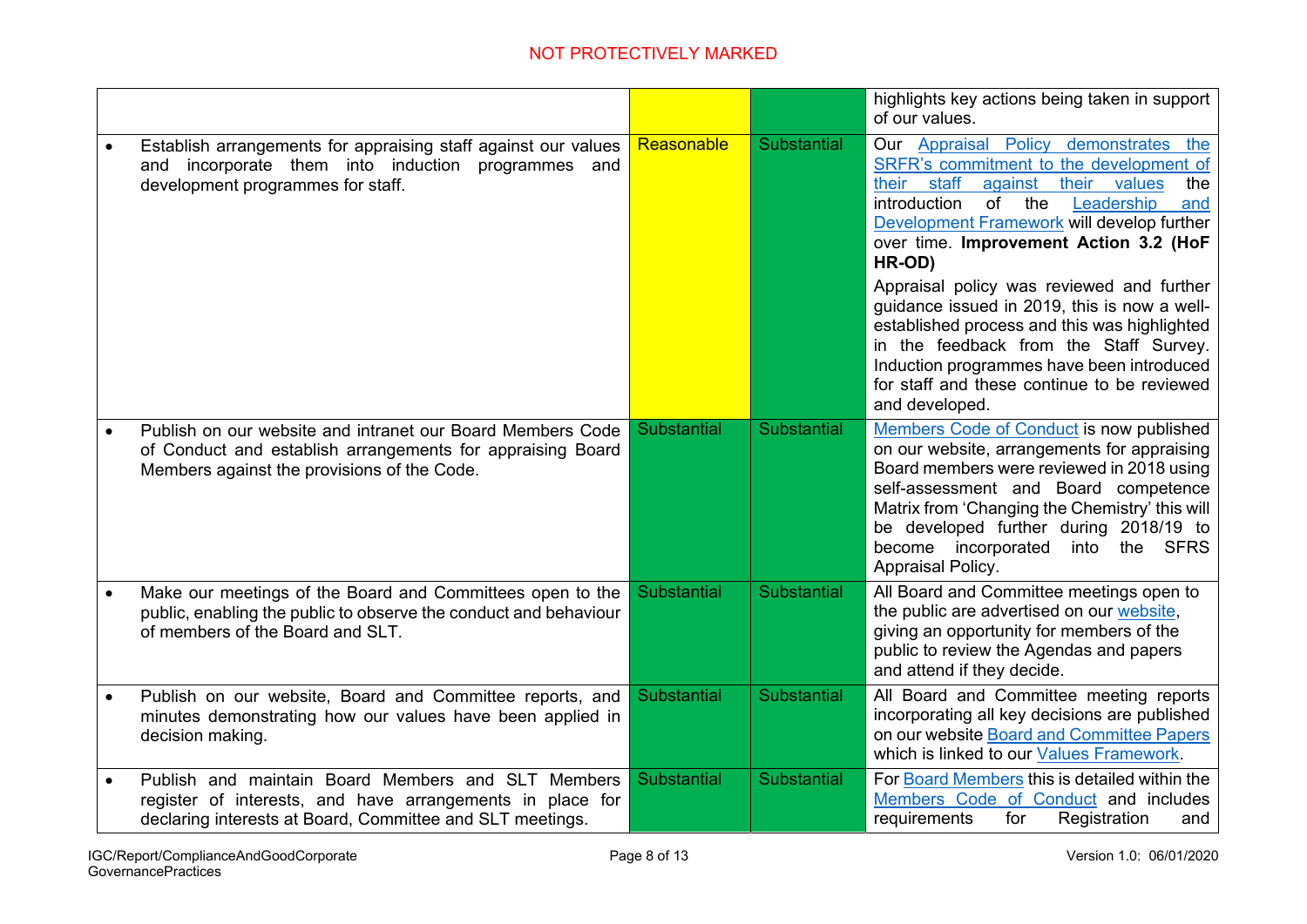| | | | |
|---|---|---|---|
| | | | highlights key actions being taken in support of our values. |
| • Establish arrangements for appraising staff against our values and incorporate them into induction programmes and development programmes for staff. | Reasonable | Substantial | Our Appraisal Policy demonstrates the SRFR's commitment to the development of their staff against their values the introduction of the Leadership and Development Framework will develop further over time. **Improvement Action 3.2 (HoF HR-OD)**<br><br>Appraisal policy was reviewed and further guidance issued in 2019, this is now a well-established process and this was highlighted in the feedback from the Staff Survey. Induction programmes have been introduced for staff and these continue to be reviewed and developed. |
| • Publish on our website and intranet our Board Members Code of Conduct and establish arrangements for appraising Board Members against the provisions of the Code. | Substantial | Substantial | Members Code of Conduct is now published on our website, arrangements for appraising Board members were reviewed in 2018 using self-assessment and Board competence Matrix from 'Changing the Chemistry' this will be developed further during 2018/19 to become incorporated into the SFRS Appraisal Policy. |
| • Make our meetings of the Board and Committees open to the public, enabling the public to observe the conduct and behaviour of members of the Board and SLT. | Substantial | Substantial | All Board and Committee meetings open to the public are advertised on our website, giving an opportunity for members of the public to review the Agendas and papers and attend if they decide. |
| • Publish on our website, Board and Committee reports, and minutes demonstrating how our values have been applied in decision making. | Substantial | Substantial | All Board and Committee meeting reports incorporating all key decisions are published on our website Board and Committee Papers which is linked to our Values Framework. |
| • Publish and maintain Board Members and SLT Members register of interests, and have arrangements in place for declaring interests at Board, Committee and SLT meetings. | Substantial | Substantial | For Board Members this is detailed within the Members Code of Conduct and includes requirements for Registration and |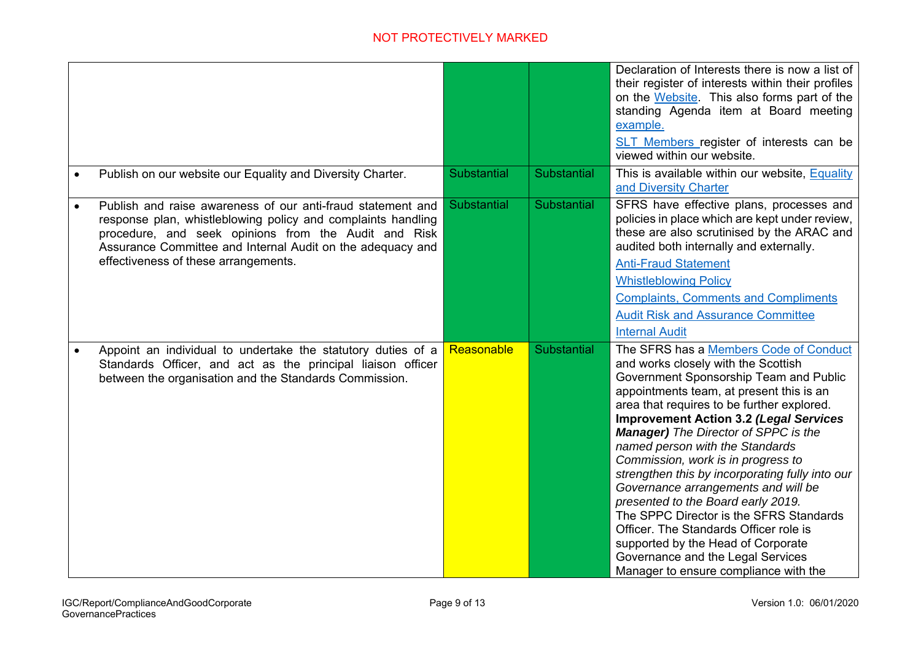| | | | |
|---|---|---|---|
| | | | Declaration of Interests there is now a list of their register of interests within their profiles on the Website. This also forms part of the standing Agenda item at Board meeting example.<br>SLT Members register of interests can be viewed within our website. |
| • Publish on our website our Equality and Diversity Charter. | Substantial | Substantial | This is available within our website, Equality and Diversity Charter |
| • Publish and raise awareness of our anti-fraud statement and response plan, whistleblowing policy and complaints handling procedure, and seek opinions from the Audit and Risk Assurance Committee and Internal Audit on the adequacy and effectiveness of these arrangements. | Substantial | Substantial | SFRS have effective plans, processes and policies in place which are kept under review, these are also scrutinised by the ARAC and audited both internally and externally.<br>Anti-Fraud Statement<br>Whistleblowing Policy<br>Complaints, Comments and Compliments<br>Audit Risk and Assurance Committee<br>Internal Audit |
| • Appoint an individual to undertake the statutory duties of a Standards Officer, and act as the principal liaison officer between the organisation and the Standards Commission. | Reasonable | Substantial | The SFRS has a Members Code of Conduct and works closely with the Scottish Government Sponsorship Team and Public appointments team, at present this is an area that requires to be further explored. **Improvement Action 3.2 *(Legal Services Manager)*** *The Director of SPPC is the named person with the Standards Commission, work is in progress to strengthen this by incorporating fully into our Governance arrangements and will be presented to the Board early 2019.*<br>The SPPC Director is the SFRS Standards Officer. The Standards Officer role is supported by the Head of Corporate Governance and the Legal Services Manager to ensure compliance with the |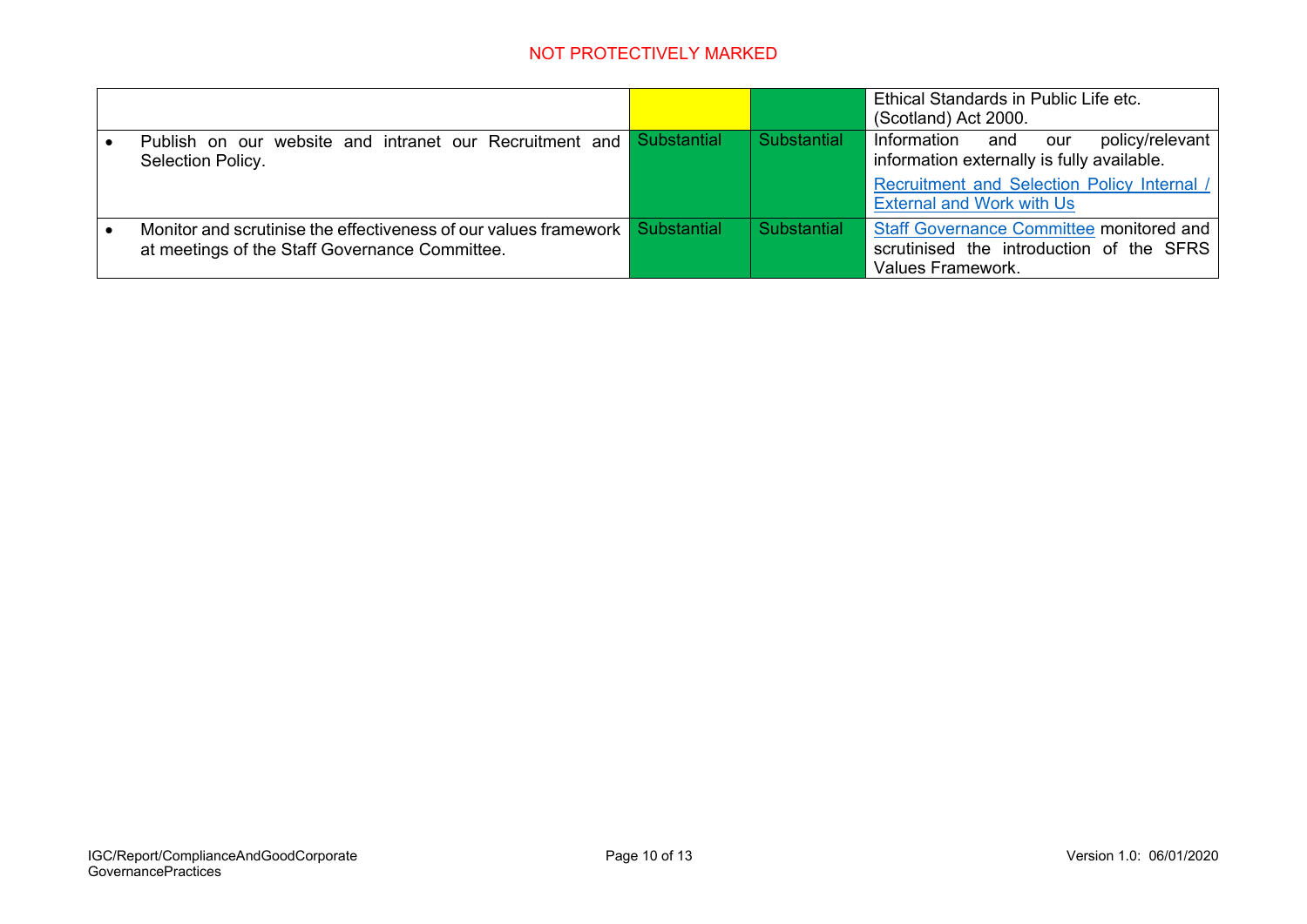| | | | |
|---|---|---|---|
| | | | Ethical Standards in Public Life etc. (Scotland) Act 2000. |
| • Publish on our website and intranet our Recruitment and Selection Policy. | Substantial | Substantial | Information and our policy/relevant information externally is fully available.<br>Recruitment and Selection Policy Internal / External and Work with Us |
| • Monitor and scrutinise the effectiveness of our values framework at meetings of the Staff Governance Committee. | Substantial | Substantial | Staff Governance Committee monitored and scrutinised the introduction of the SFRS Values Framework. |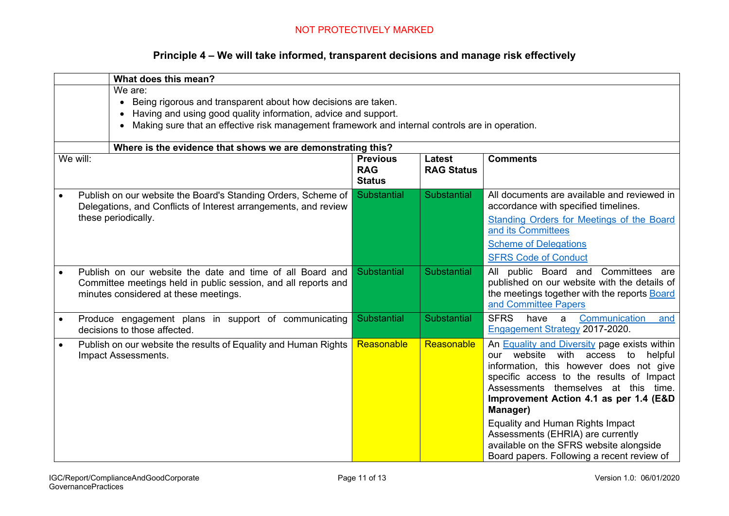## Principle 4 – We will take informed, transparent decisions and manage risk effectively

| | **What does this mean?** | | | |
|---|---|---|---|---|
| | We are:<br>• Being rigorous and transparent about how decisions are taken.<br>• Having and using good quality information, advice and support.<br>• Making sure that an effective risk management framework and internal controls are in operation. | | | |
| | **Where is the evidence that shows we are demonstrating this?** | | | |
| We will: | | **Previous RAG Status** | **Latest RAG Status** | **Comments** |
| • Publish on our website the Board's Standing Orders, Scheme of Delegations, and Conflicts of Interest arrangements, and review these periodically. | | Substantial | Substantial | All documents are available and reviewed in accordance with specified timelines.<br>Standing Orders for Meetings of the Board and its Committees<br>Scheme of Delegations<br>SFRS Code of Conduct |
| • Publish on our website the date and time of all Board and Committee meetings held in public session, and all reports and minutes considered at these meetings. | | Substantial | Substantial | All public Board and Committees are published on our website with the details of the meetings together with the reports Board and Committee Papers |
| • Produce engagement plans in support of communicating decisions to those affected. | | Substantial | Substantial | SFRS have a Communication and Engagement Strategy 2017-2020. |
| • Publish on our website the results of Equality and Human Rights Impact Assessments. | | Reasonable | Reasonable | An Equality and Diversity page exists within our website with access to helpful information, this however does not give specific access to the results of Impact Assessments themselves at this time. **Improvement Action 4.1 as per 1.4 (E&D Manager)**<br>Equality and Human Rights Impact Assessments (EHRIA) are currently available on the SFRS website alongside Board papers. Following a recent review of |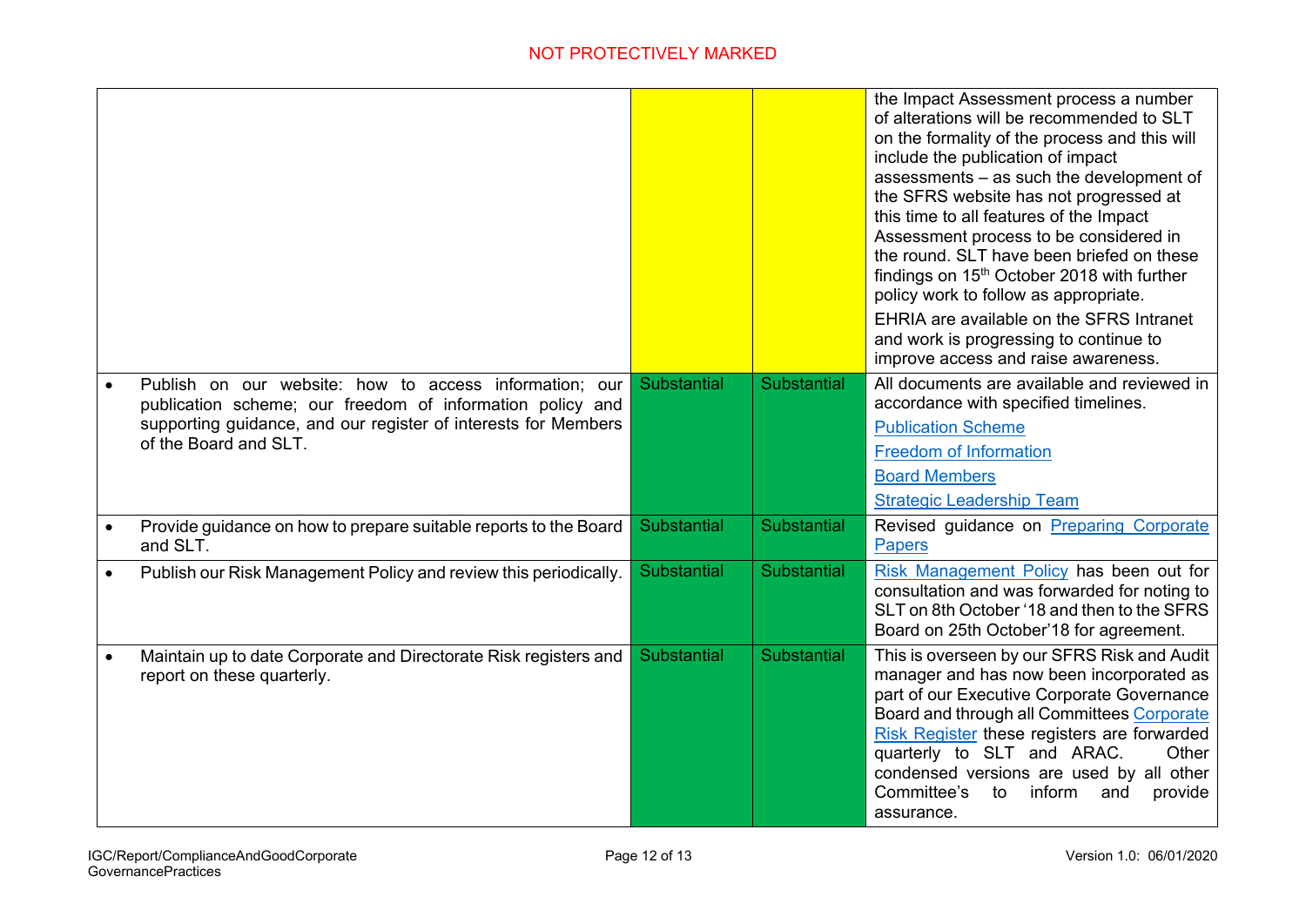| | | | |
|---|---|---|---|
| | | | the Impact Assessment process a number of alterations will be recommended to SLT on the formality of the process and this will include the publication of impact assessments – as such the development of the SFRS website has not progressed at this time to all features of the Impact Assessment process to be considered in the round. SLT have been briefed on these findings on 15th October 2018 with further policy work to follow as appropriate.<br>EHRIA are available on the SFRS Intranet and work is progressing to continue to improve access and raise awareness. |
| • Publish on our website: how to access information; our publication scheme; our freedom of information policy and supporting guidance, and our register of interests for Members of the Board and SLT. | Substantial | Substantial | All documents are available and reviewed in accordance with specified timelines.<br>Publication Scheme<br>Freedom of Information<br>Board Members<br>Strategic Leadership Team |
| • Provide guidance on how to prepare suitable reports to the Board and SLT. | Substantial | Substantial | Revised guidance on Preparing Corporate Papers |
| • Publish our Risk Management Policy and review this periodically. | Substantial | Substantial | Risk Management Policy has been out for consultation and was forwarded for noting to SLT on 8th October '18 and then to the SFRS Board on 25th October'18 for agreement. |
| • Maintain up to date Corporate and Directorate Risk registers and report on these quarterly. | Substantial | Substantial | This is overseen by our SFRS Risk and Audit manager and has now been incorporated as part of our Executive Corporate Governance Board and through all Committees Corporate Risk Register these registers are forwarded quarterly to SLT and ARAC. Other condensed versions are used by all other Committee's to inform and provide assurance. |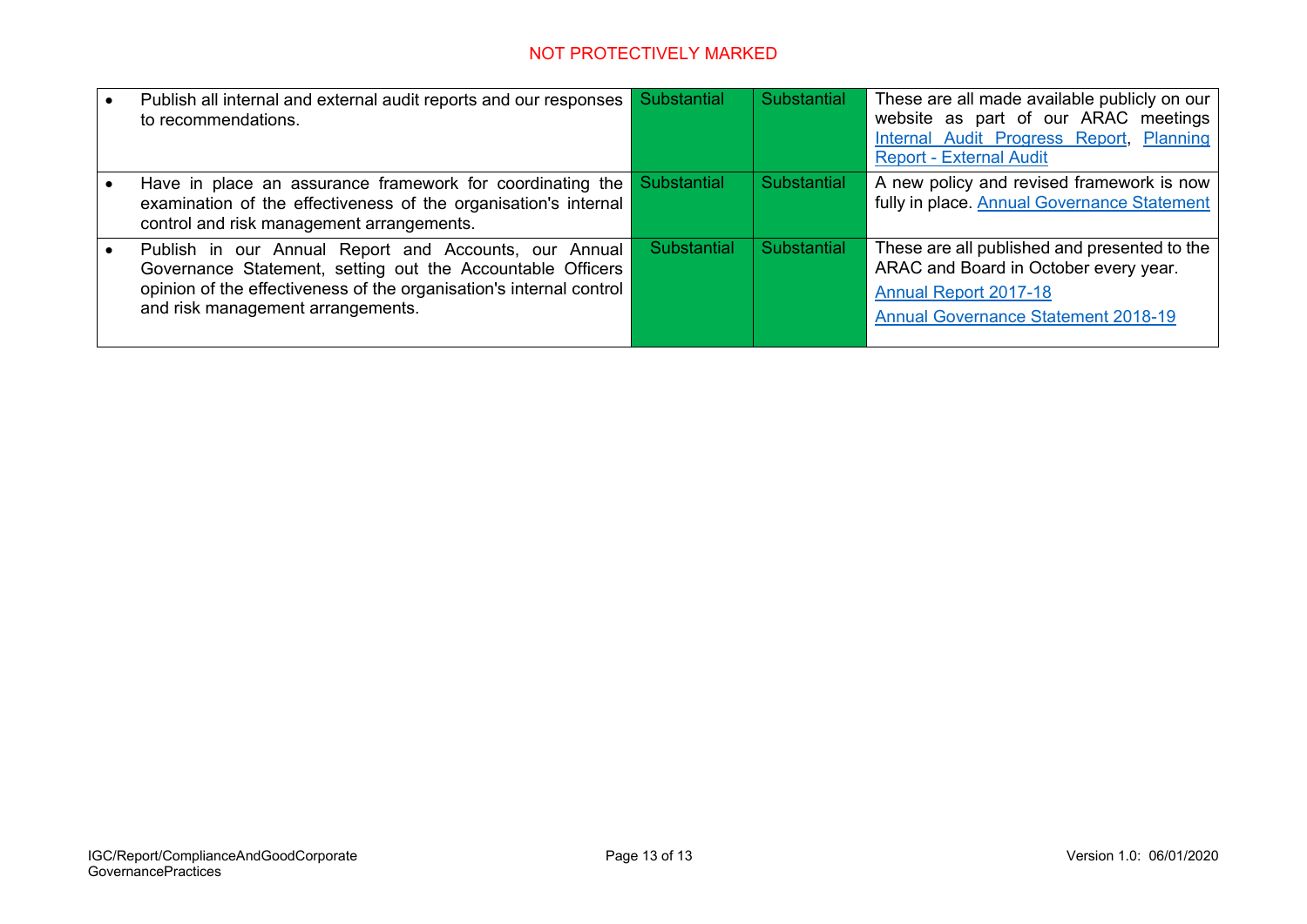|   |   |   |   |
|---|---|---|---|
| • Publish all internal and external audit reports and our responses to recommendations. | Substantial | Substantial | These are all made available publicly on our website as part of our ARAC meetings Internal Audit Progress Report, Planning Report - External Audit |
| • Have in place an assurance framework for coordinating the examination of the effectiveness of the organisation's internal control and risk management arrangements. | Substantial | Substantial | A new policy and revised framework is now fully in place. Annual Governance Statement |
| • Publish in our Annual Report and Accounts, our Annual Governance Statement, setting out the Accountable Officers opinion of the effectiveness of the organisation's internal control and risk management arrangements. | Substantial | Substantial | These are all published and presented to the ARAC and Board in October every year. Annual Report 2017-18 Annual Governance Statement 2018-19 |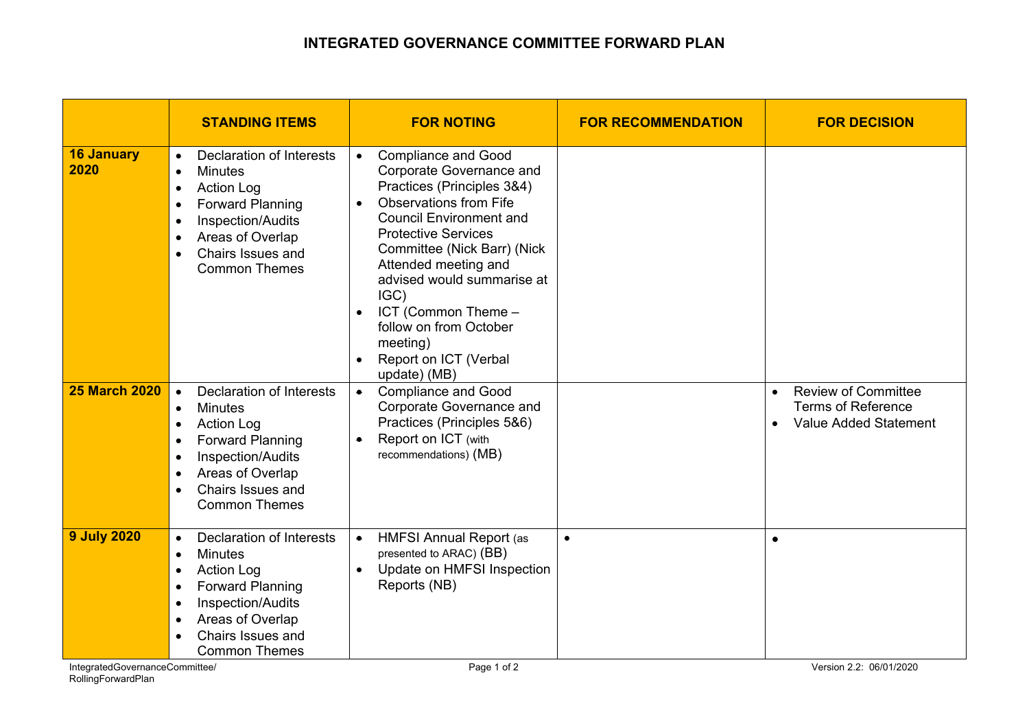# INTEGRATED GOVERNANCE COMMITTEE FORWARD PLAN

| | STANDING ITEMS | FOR NOTING | FOR RECOMMENDATION | FOR DECISION |
|---|---|---|---|---|
| **16 January 2020** | • Declaration of Interests<br>• Minutes<br>• Action Log<br>• Forward Planning<br>• Inspection/Audits<br>• Areas of Overlap<br>• Chairs Issues and Common Themes | • Compliance and Good Corporate Governance and Practices (Principles 3&4)<br>• Observations from Fife Council Environment and Protective Services Committee (Nick Barr) (Nick Attended meeting and advised would summarise at IGC)<br>• ICT (Common Theme – follow on from October meeting)<br>• Report on ICT (Verbal update) (MB) | | |
| **25 March 2020** | • Declaration of Interests<br>• Minutes<br>• Action Log<br>• Forward Planning<br>• Inspection/Audits<br>• Areas of Overlap<br>• Chairs Issues and Common Themes | • Compliance and Good Corporate Governance and Practices (Principles 5&6)<br>• Report on ICT (with recommendations) (MB) | | • Review of Committee Terms of Reference<br>• Value Added Statement |
| **9 July 2020** | • Declaration of Interests<br>• Minutes<br>• Action Log<br>• Forward Planning<br>• Inspection/Audits<br>• Areas of Overlap<br>• Chairs Issues and Common Themes | • HMFSI Annual Report (as presented to ARAC) (BB)<br>• Update on HMFSI Inspection Reports (NB) | • | • |

IntegratedGovernanceCommittee/RollingForwardPlan

Version 2.2: 06/01/2020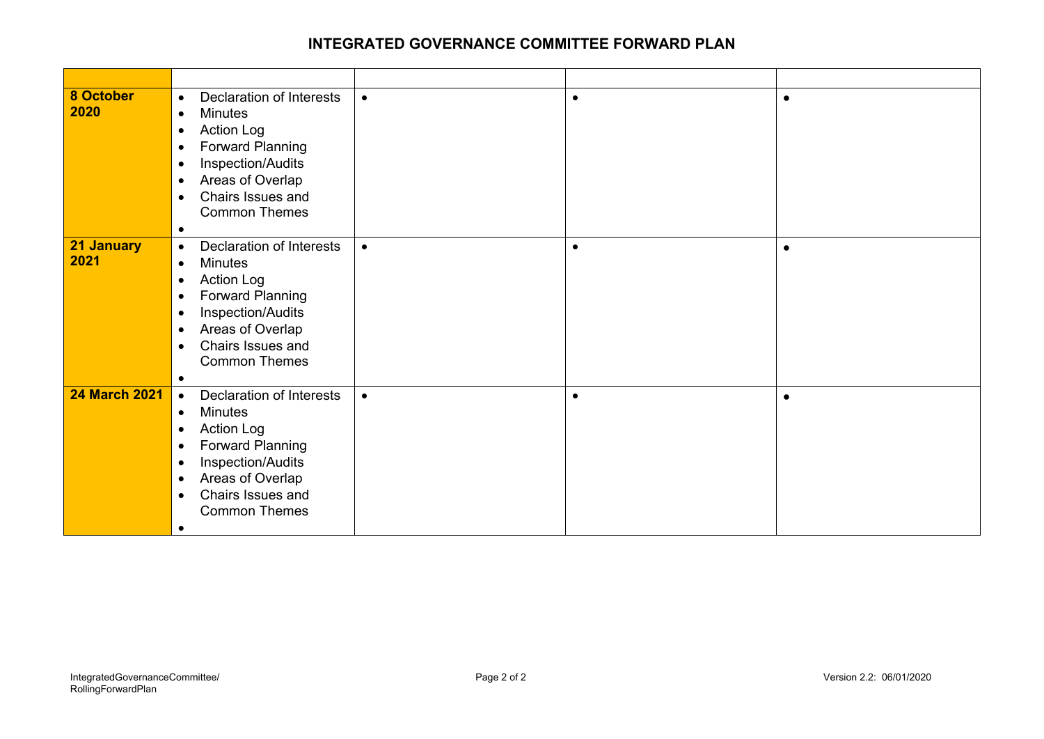## INTEGRATED GOVERNANCE COMMITTEE FORWARD PLAN

| | | | | |
|---|---|---|---|---|
| **8 October 2020** | • Declaration of Interests<br>• Minutes<br>• Action Log<br>• Forward Planning<br>• Inspection/Audits<br>• Areas of Overlap<br>• Chairs Issues and Common Themes<br>• | • | • | • |
| **21 January 2021** | • Declaration of Interests<br>• Minutes<br>• Action Log<br>• Forward Planning<br>• Inspection/Audits<br>• Areas of Overlap<br>• Chairs Issues and Common Themes<br>• | • | • | • |
| **24 March 2021** | • Declaration of Interests<br>• Minutes<br>• Action Log<br>• Forward Planning<br>• Inspection/Audits<br>• Areas of Overlap<br>• Chairs Issues and Common Themes<br>• | • | • | • |